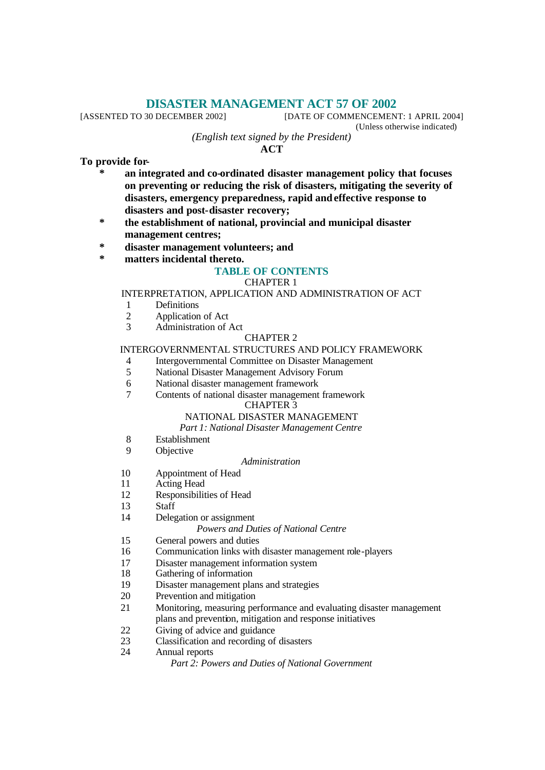# DISASTER MANAGEMENT ACT 57 OF 2002

[ASSENTED TO 30 DECEMBER 2002] [DATE OF COMMENCEMENT: 1 APRIL 2004]

(Unless otherwise indicated)

*(English text signed by the President)*

**ACT**

**To provide for-**

- **an integrated and co-ordinated disaster management policy that focuses on preventing or reducing the risk of disasters, mitigating the severity of disasters, emergency preparedness, rapid and effective response to disasters and post-disaster recovery;**
- **the establishment of national, provincial and municipal disaster management centres;**
- **disaster management volunteers; and**
- **matters incidental thereto.**

## TABLE OF CONTENTS

CHAPTER 1

INTERPRETATION, APPLICATION AND ADMINISTRATION OF ACT

1 Definitions
2 Application of Act
3 Administration of Act

CHAPTER 2

INTERGOVERNMENTAL STRUCTURES AND POLICY FRAMEWORK

4 Intergovernmental Committee on Disaster Management
5 National Disaster Management Advisory Forum
6 National disaster management framework
7 Contents of national disaster management framework

CHAPTER 3

NATIONAL DISASTER MANAGEMENT

*Part 1: National Disaster Management Centre*

8 Establishment
9 Objective

*Administration*

10 Appointment of Head
11 Acting Head
12 Responsibilities of Head
13 Staff
14 Delegation or assignment

*Powers and Duties of National Centre*

15 General powers and duties
16 Communication links with disaster management role-players
17 Disaster management information system
18 Gathering of information
19 Disaster management plans and strategies
20 Prevention and mitigation
21 Monitoring, measuring performance and evaluating disaster management plans and prevention, mitigation and response initiatives
22 Giving of advice and guidance
23 Classification and recording of disasters
24 Annual reports

*Part 2: Powers and Duties of National Government*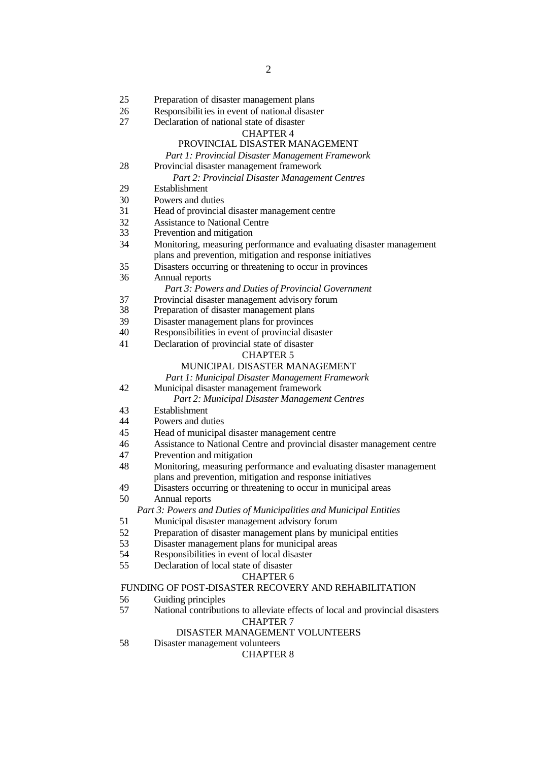25 Preparation of disaster management plans
26 Responsibilities in event of national disaster
27 Declaration of national state of disaster

## CHAPTER 4

## PROVINCIAL DISASTER MANAGEMENT

*Part 1: Provincial Disaster Management Framework*

28 Provincial disaster management framework

*Part 2: Provincial Disaster Management Centres*

29 Establishment
30 Powers and duties
31 Head of provincial disaster management centre
32 Assistance to National Centre
33 Prevention and mitigation
34 Monitoring, measuring performance and evaluating disaster management plans and prevention, mitigation and response initiatives
35 Disasters occurring or threatening to occur in provinces
36 Annual reports

*Part 3: Powers and Duties of Provincial Government*

37 Provincial disaster management advisory forum
38 Preparation of disaster management plans
39 Disaster management plans for provinces
40 Responsibilities in event of provincial disaster
41 Declaration of provincial state of disaster

## CHAPTER 5

## MUNICIPAL DISASTER MANAGEMENT

*Part 1: Municipal Disaster Management Framework*

42 Municipal disaster management framework

*Part 2: Municipal Disaster Management Centres*

43 Establishment
44 Powers and duties
45 Head of municipal disaster management centre
46 Assistance to National Centre and provincial disaster management centre
47 Prevention and mitigation
48 Monitoring, measuring performance and evaluating disaster management plans and prevention, mitigation and response initiatives
49 Disasters occurring or threatening to occur in municipal areas
50 Annual reports

*Part 3: Powers and Duties of Municipalities and Municipal Entities*

51 Municipal disaster management advisory forum
52 Preparation of disaster management plans by municipal entities
53 Disaster management plans for municipal areas
54 Responsibilities in event of local disaster
55 Declaration of local state of disaster

## CHAPTER 6

## FUNDING OF POST-DISASTER RECOVERY AND REHABILITATION

56 Guiding principles
57 National contributions to alleviate effects of local and provincial disasters

## CHAPTER 7

## DISASTER MANAGEMENT VOLUNTEERS

58 Disaster management volunteers

## CHAPTER 8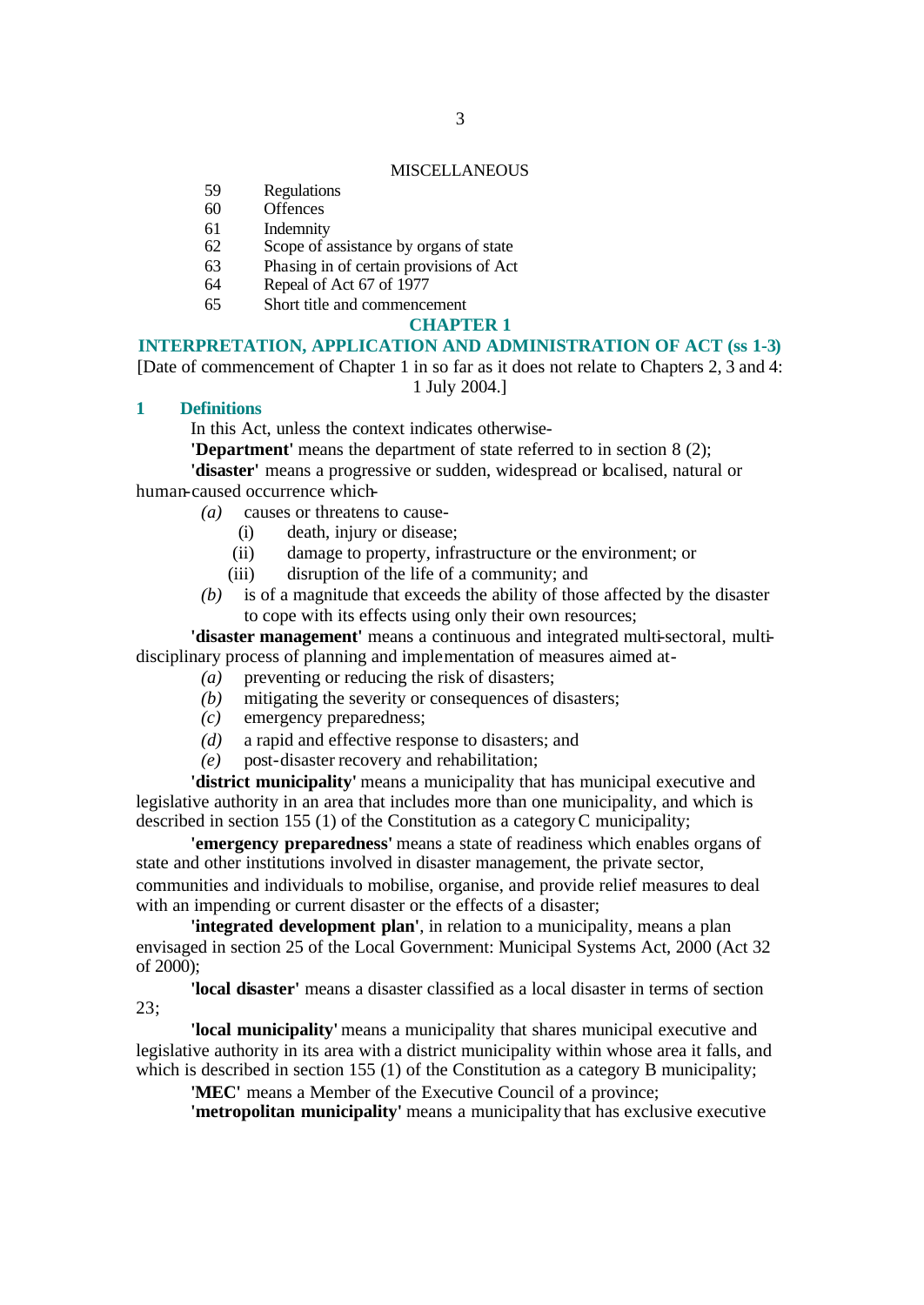MISCELLANEOUS

59 Regulations
60 Offences
61 Indemnity
62 Scope of assistance by organs of state
63 Phasing in of certain provisions of Act
64 Repeal of Act 67 of 1977
65 Short title and commencement

## CHAPTER 1

## INTERPRETATION, APPLICATION AND ADMINISTRATION OF ACT (ss 1-3)

[Date of commencement of Chapter 1 in so far as it does not relate to Chapters 2, 3 and 4: 1 July 2004.]

### 1 Definitions

In this Act, unless the context indicates otherwise-

**'Department'** means the department of state referred to in section 8 (2);

**'disaster'** means a progressive or sudden, widespread or localised, natural or human-caused occurrence which-

*(a)* causes or threatens to cause-

(i) death, injury or disease;

(ii) damage to property, infrastructure or the environment; or

(iii) disruption of the life of a community; and

*(b)* is of a magnitude that exceeds the ability of those affected by the disaster to cope with its effects using only their own resources;

**'disaster management'** means a continuous and integrated multi-sectoral, multi-disciplinary process of planning and implementation of measures aimed at-

*(a)* preventing or reducing the risk of disasters;

*(b)* mitigating the severity or consequences of disasters;

*(c)* emergency preparedness;

*(d)* a rapid and effective response to disasters; and

*(e)* post-disaster recovery and rehabilitation;

**'district municipality'** means a municipality that has municipal executive and legislative authority in an area that includes more than one municipality, and which is described in section 155 (1) of the Constitution as a category C municipality;

**'emergency preparedness'** means a state of readiness which enables organs of state and other institutions involved in disaster management, the private sector, communities and individuals to mobilise, organise, and provide relief measures to deal with an impending or current disaster or the effects of a disaster;

**'integrated development plan'**, in relation to a municipality, means a plan envisaged in section 25 of the Local Government: Municipal Systems Act, 2000 (Act 32 of 2000);

**'local disaster'** means a disaster classified as a local disaster in terms of section 23;

**'local municipality'** means a municipality that shares municipal executive and legislative authority in its area with a district municipality within whose area it falls, and which is described in section 155 (1) of the Constitution as a category B municipality;

**'MEC'** means a Member of the Executive Council of a province;

**'metropolitan municipality'** means a municipality that has exclusive executive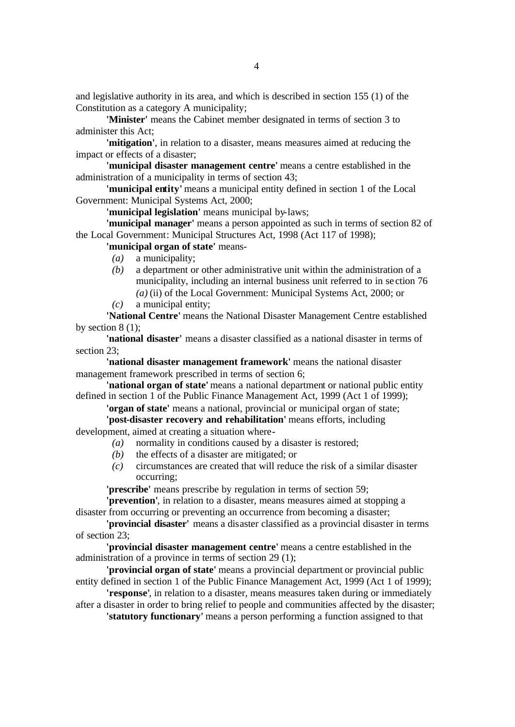and legislative authority in its area, and which is described in section 155 (1) of the Constitution as a category A municipality;

**'Minister'** means the Cabinet member designated in terms of section 3 to administer this Act;

**'mitigation'**, in relation to a disaster, means measures aimed at reducing the impact or effects of a disaster;

**'municipal disaster management centre'** means a centre established in the administration of a municipality in terms of section 43;

**'municipal entity'** means a municipal entity defined in section 1 of the Local Government: Municipal Systems Act, 2000;

**'municipal legislation'** means municipal by-laws;

**'municipal manager'** means a person appointed as such in terms of section 82 of the Local Government: Municipal Structures Act, 1998 (Act 117 of 1998);

**'municipal organ of state'** means-

- *(a)* a municipality;
- *(b)* a department or other administrative unit within the administration of a municipality, including an internal business unit referred to in section 76 *(a)* (ii) of the Local Government: Municipal Systems Act, 2000; or
- *(c)* a municipal entity;

**'National Centre'** means the National Disaster Management Centre established by section 8 (1);

**'national disaster'** means a disaster classified as a national disaster in terms of section 23;

**'national disaster management framework'** means the national disaster management framework prescribed in terms of section 6;

**'national organ of state'** means a national department or national public entity defined in section 1 of the Public Finance Management Act, 1999 (Act 1 of 1999);

**'organ of state'** means a national, provincial or municipal organ of state;

**'post-disaster recovery and rehabilitation'** means efforts, including development, aimed at creating a situation where-

- *(a)* normality in conditions caused by a disaster is restored;
- *(b)* the effects of a disaster are mitigated; or
- *(c)* circumstances are created that will reduce the risk of a similar disaster occurring;

**'prescribe'** means prescribe by regulation in terms of section 59;

**'prevention'**, in relation to a disaster, means measures aimed at stopping a disaster from occurring or preventing an occurrence from becoming a disaster;

**'provincial disaster'** means a disaster classified as a provincial disaster in terms of section 23;

**'provincial disaster management centre'** means a centre established in the administration of a province in terms of section 29 (1);

**'provincial organ of state'** means a provincial department or provincial public entity defined in section 1 of the Public Finance Management Act, 1999 (Act 1 of 1999);

**'response'**, in relation to a disaster, means measures taken during or immediately after a disaster in order to bring relief to people and communities affected by the disaster;

**'statutory functionary'** means a person performing a function assigned to that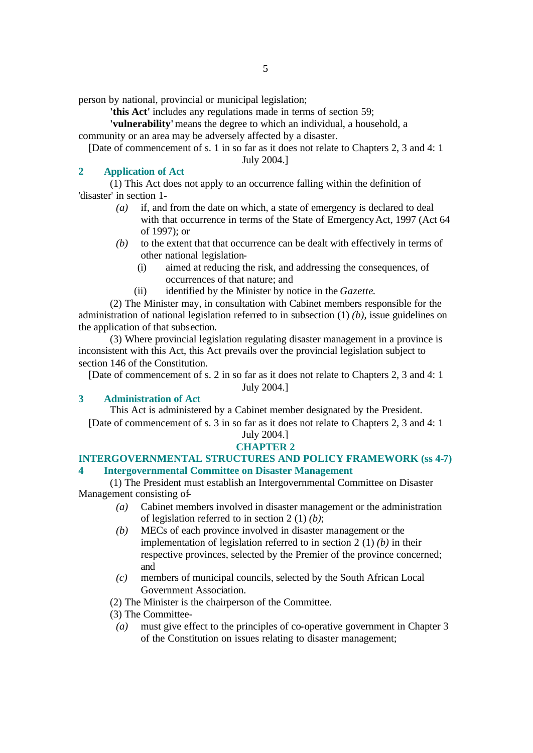person by national, provincial or municipal legislation;

**'this Act'** includes any regulations made in terms of section 59;

**'vulnerability'** means the degree to which an individual, a household, a community or an area may be adversely affected by a disaster.

[Date of commencement of s. 1 in so far as it does not relate to Chapters 2, 3 and 4: 1 July 2004.]

## 2 Application of Act

(1) This Act does not apply to an occurrence falling within the definition of 'disaster' in section 1-

*(a)* if, and from the date on which, a state of emergency is declared to deal with that occurrence in terms of the State of Emergency Act, 1997 (Act 64 of 1997); or

*(b)* to the extent that that occurrence can be dealt with effectively in terms of other national legislation-

(i) aimed at reducing the risk, and addressing the consequences, of occurrences of that nature; and

(ii) identified by the Minister by notice in the *Gazette*.

(2) The Minister may, in consultation with Cabinet members responsible for the administration of national legislation referred to in subsection (1) *(b)*, issue guidelines on the application of that subsection.

(3) Where provincial legislation regulating disaster management in a province is inconsistent with this Act, this Act prevails over the provincial legislation subject to section 146 of the Constitution.

[Date of commencement of s. 2 in so far as it does not relate to Chapters 2, 3 and 4: 1 July 2004.]

## 3 Administration of Act

This Act is administered by a Cabinet member designated by the President.

[Date of commencement of s. 3 in so far as it does not relate to Chapters 2, 3 and 4: 1 July 2004.]

# CHAPTER 2

# INTERGOVERNMENTAL STRUCTURES AND POLICY FRAMEWORK (ss 4-7)

## 4 Intergovernmental Committee on Disaster Management

(1) The President must establish an Intergovernmental Committee on Disaster Management consisting of-

*(a)* Cabinet members involved in disaster management or the administration of legislation referred to in section 2 (1) *(b)*;

*(b)* MECs of each province involved in disaster management or the implementation of legislation referred to in section 2 (1) *(b)* in their respective provinces, selected by the Premier of the province concerned; and

*(c)* members of municipal councils, selected by the South African Local Government Association.

(2) The Minister is the chairperson of the Committee.

(3) The Committee-

*(a)* must give effect to the principles of co-operative government in Chapter 3 of the Constitution on issues relating to disaster management;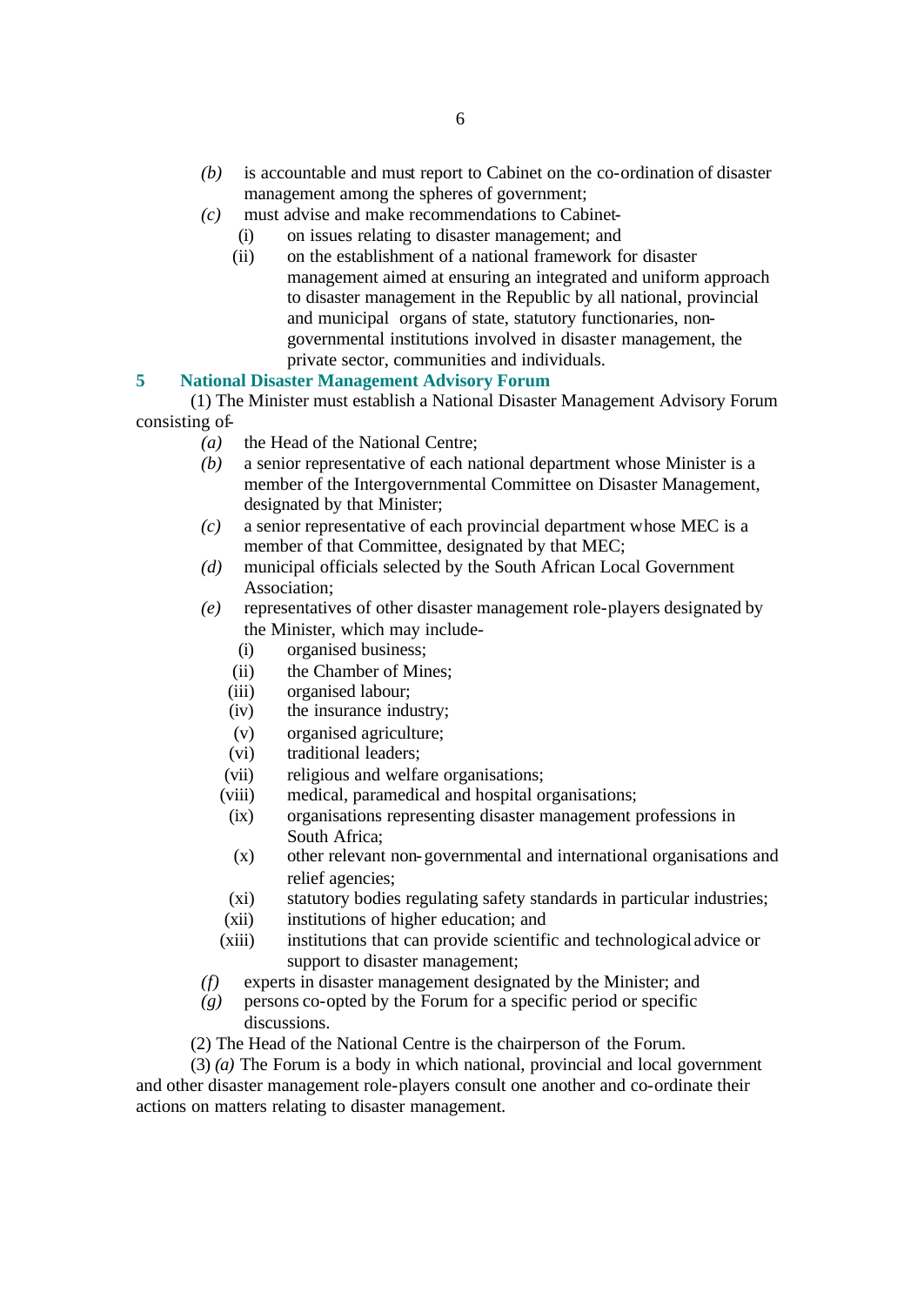*(b)* is accountable and must report to Cabinet on the co-ordination of disaster management among the spheres of government;

*(c)* must advise and make recommendations to Cabinet-

(i) on issues relating to disaster management; and

(ii) on the establishment of a national framework for disaster management aimed at ensuring an integrated and uniform approach to disaster management in the Republic by all national, provincial and municipal organs of state, statutory functionaries, non-governmental institutions involved in disaster management, the private sector, communities and individuals.

### 5 National Disaster Management Advisory Forum

(1) The Minister must establish a National Disaster Management Advisory Forum consisting of-

*(a)* the Head of the National Centre;

*(b)* a senior representative of each national department whose Minister is a member of the Intergovernmental Committee on Disaster Management, designated by that Minister;

*(c)* a senior representative of each provincial department whose MEC is a member of that Committee, designated by that MEC;

*(d)* municipal officials selected by the South African Local Government Association;

*(e)* representatives of other disaster management role-players designated by the Minister, which may include-

(i) organised business;

(ii) the Chamber of Mines;

(iii) organised labour;

(iv) the insurance industry;

(v) organised agriculture;

(vi) traditional leaders;

(vii) religious and welfare organisations;

(viii) medical, paramedical and hospital organisations;

(ix) organisations representing disaster management professions in South Africa;

(x) other relevant non-governmental and international organisations and relief agencies;

(xi) statutory bodies regulating safety standards in particular industries;

(xii) institutions of higher education; and

(xiii) institutions that can provide scientific and technological advice or support to disaster management;

*(f)* experts in disaster management designated by the Minister; and

*(g)* persons co-opted by the Forum for a specific period or specific discussions.

(2) The Head of the National Centre is the chairperson of the Forum.

(3) *(a)* The Forum is a body in which national, provincial and local government and other disaster management role-players consult one another and co-ordinate their actions on matters relating to disaster management.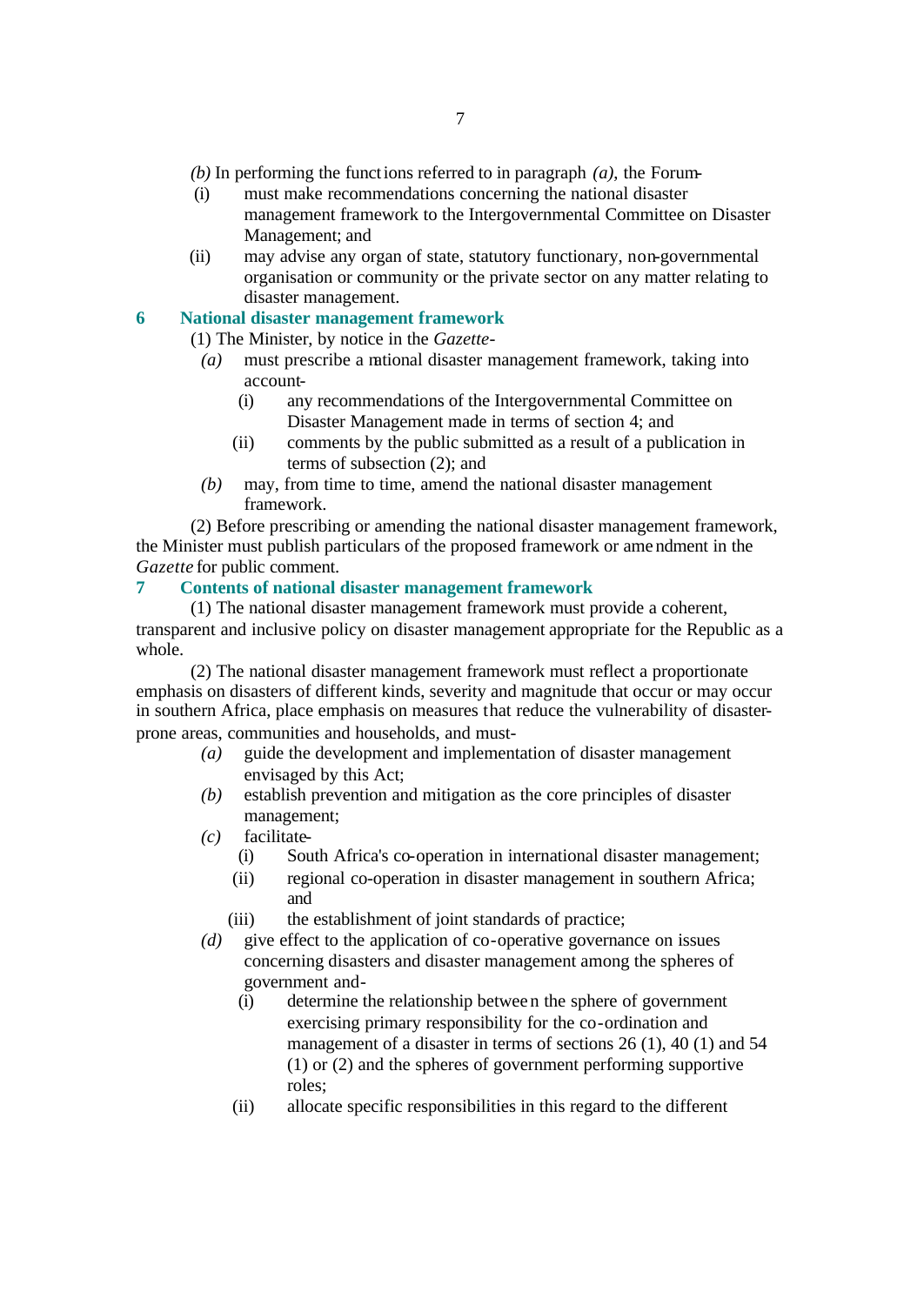*(b)* In performing the functions referred to in paragraph *(a)*, the Forum-

(i) must make recommendations concerning the national disaster management framework to the Intergovernmental Committee on Disaster Management; and

(ii) may advise any organ of state, statutory functionary, non-governmental organisation or community or the private sector on any matter relating to disaster management.

## 6 National disaster management framework

(1) The Minister, by notice in the *Gazette*-

*(a)* must prescribe a national disaster management framework, taking into account-

(i) any recommendations of the Intergovernmental Committee on Disaster Management made in terms of section 4; and

(ii) comments by the public submitted as a result of a publication in terms of subsection (2); and

*(b)* may, from time to time, amend the national disaster management framework.

(2) Before prescribing or amending the national disaster management framework, the Minister must publish particulars of the proposed framework or amendment in the *Gazette* for public comment.

## 7 Contents of national disaster management framework

(1) The national disaster management framework must provide a coherent, transparent and inclusive policy on disaster management appropriate for the Republic as a whole.

(2) The national disaster management framework must reflect a proportionate emphasis on disasters of different kinds, severity and magnitude that occur or may occur in southern Africa, place emphasis on measures that reduce the vulnerability of disaster-prone areas, communities and households, and must-

*(a)* guide the development and implementation of disaster management envisaged by this Act;

*(b)* establish prevention and mitigation as the core principles of disaster management;

*(c)* facilitate-

(i) South Africa's co-operation in international disaster management;

(ii) regional co-operation in disaster management in southern Africa; and

(iii) the establishment of joint standards of practice;

*(d)* give effect to the application of co-operative governance on issues concerning disasters and disaster management among the spheres of government and-

(i) determine the relationship between the sphere of government exercising primary responsibility for the co-ordination and management of a disaster in terms of sections 26 (1), 40 (1) and 54 (1) or (2) and the spheres of government performing supportive roles;

(ii) allocate specific responsibilities in this regard to the different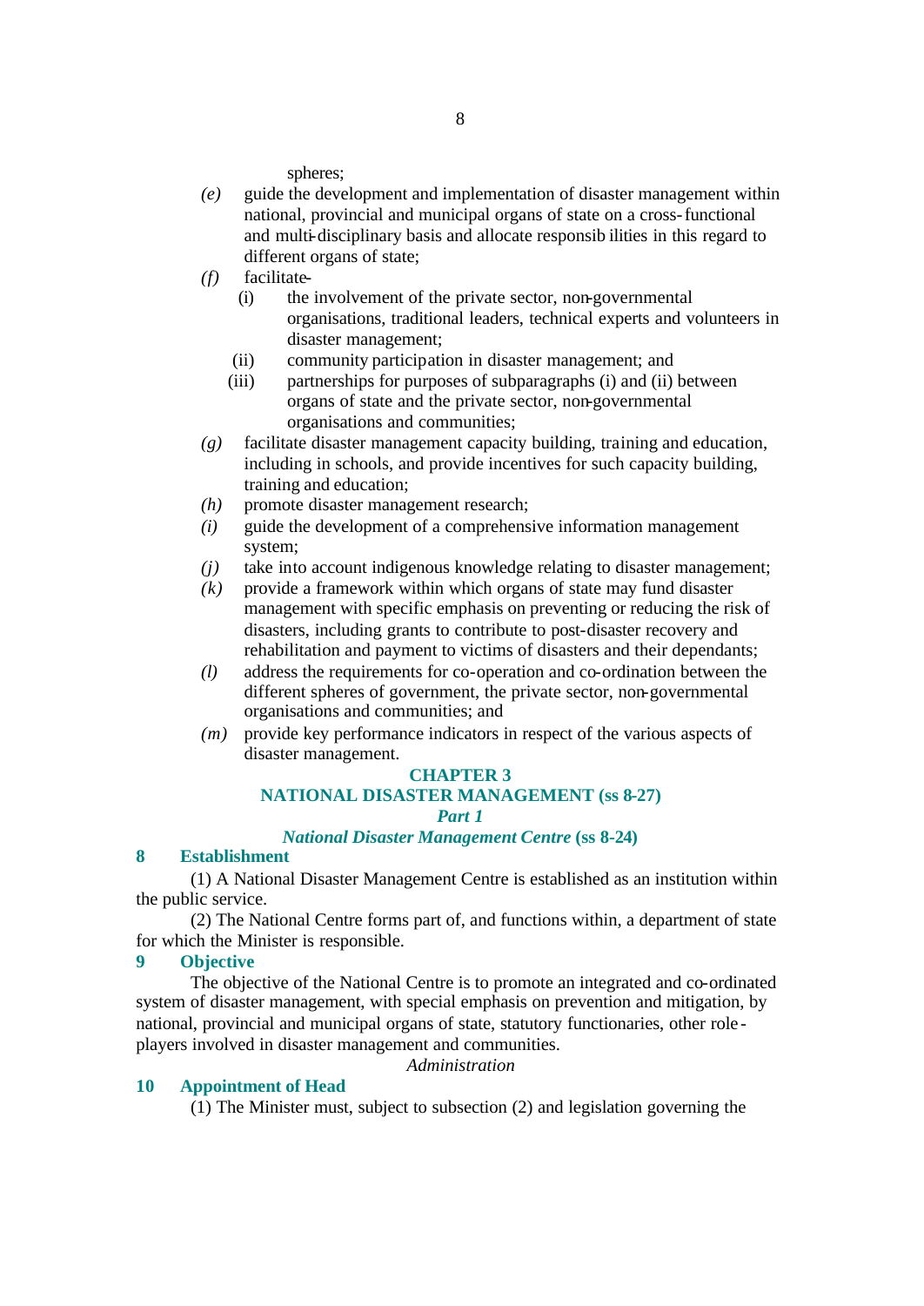spheres;

*(e)* guide the development and implementation of disaster management within national, provincial and municipal organs of state on a cross-functional and multi-disciplinary basis and allocate responsibilities in this regard to different organs of state;

*(f)* facilitate-

- (i) the involvement of the private sector, non-governmental organisations, traditional leaders, technical experts and volunteers in disaster management;
- (ii) community participation in disaster management; and
- (iii) partnerships for purposes of subparagraphs (i) and (ii) between organs of state and the private sector, non-governmental organisations and communities;

*(g)* facilitate disaster management capacity building, training and education, including in schools, and provide incentives for such capacity building, training and education;

*(h)* promote disaster management research;

*(i)* guide the development of a comprehensive information management system;

*(j)* take into account indigenous knowledge relating to disaster management;

*(k)* provide a framework within which organs of state may fund disaster management with specific emphasis on preventing or reducing the risk of disasters, including grants to contribute to post-disaster recovery and rehabilitation and payment to victims of disasters and their dependants;

*(l)* address the requirements for co-operation and co-ordination between the different spheres of government, the private sector, non-governmental organisations and communities; and

*(m)* provide key performance indicators in respect of the various aspects of disaster management.

## CHAPTER 3
## NATIONAL DISASTER MANAGEMENT (ss 8-27)
### *Part 1*
### *National Disaster Management Centre* (ss 8-24)

**8 Establishment**

(1) A National Disaster Management Centre is established as an institution within the public service.

(2) The National Centre forms part of, and functions within, a department of state for which the Minister is responsible.

**9 Objective**

The objective of the National Centre is to promote an integrated and co-ordinated system of disaster management, with special emphasis on prevention and mitigation, by national, provincial and municipal organs of state, statutory functionaries, other role-players involved in disaster management and communities.

*Administration*

**10 Appointment of Head**

(1) The Minister must, subject to subsection (2) and legislation governing the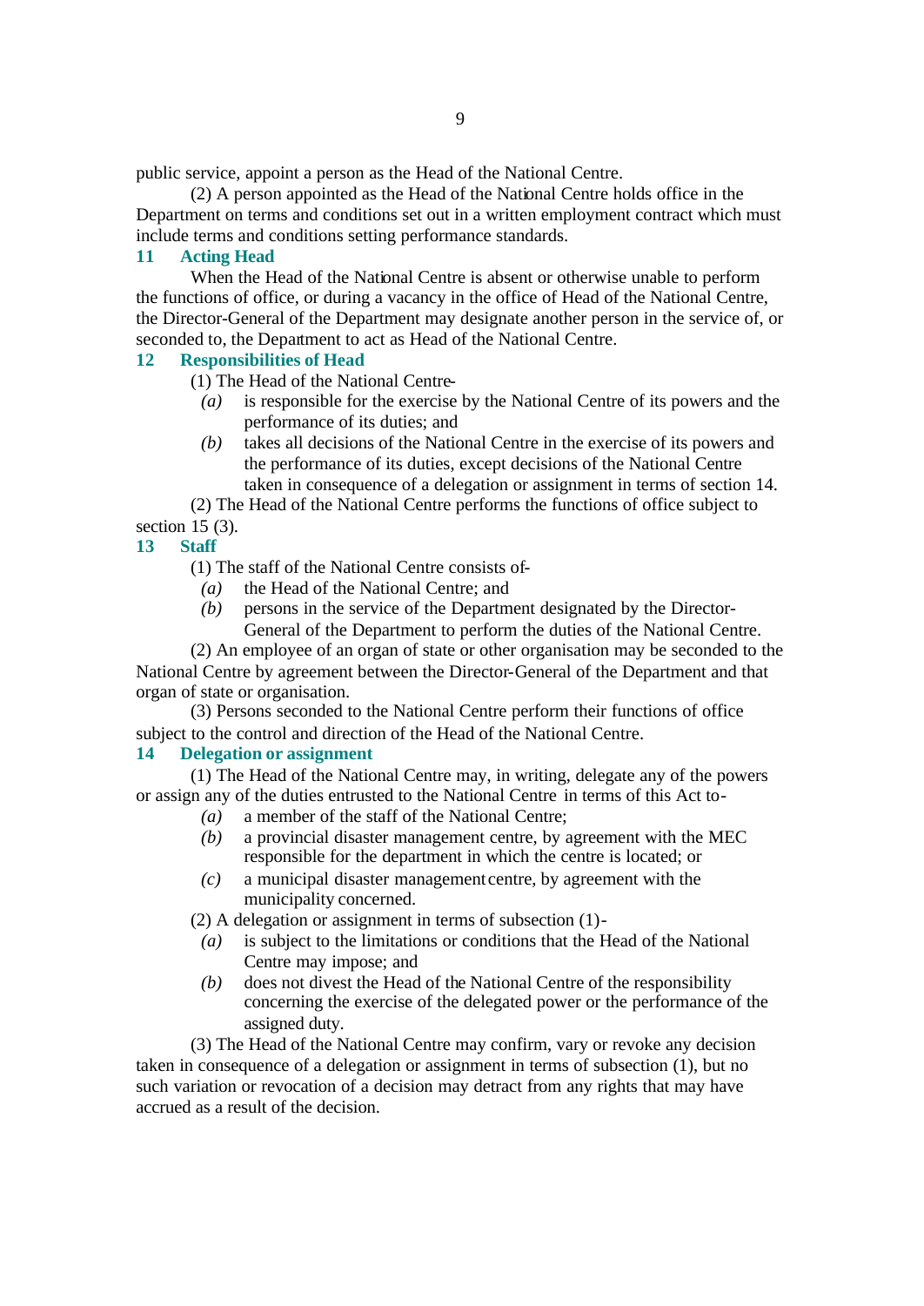public service, appoint a person as the Head of the National Centre.

(2) A person appointed as the Head of the National Centre holds office in the Department on terms and conditions set out in a written employment contract which must include terms and conditions setting performance standards.

### 11 Acting Head

When the Head of the National Centre is absent or otherwise unable to perform the functions of office, or during a vacancy in the office of Head of the National Centre, the Director-General of the Department may designate another person in the service of, or seconded to, the Department to act as Head of the National Centre.

### 12 Responsibilities of Head

(1) The Head of the National Centre-

*(a)* is responsible for the exercise by the National Centre of its powers and the performance of its duties; and

*(b)* takes all decisions of the National Centre in the exercise of its powers and the performance of its duties, except decisions of the National Centre taken in consequence of a delegation or assignment in terms of section 14.

(2) The Head of the National Centre performs the functions of office subject to section 15 (3).

### 13 Staff

(1) The staff of the National Centre consists of-

*(a)* the Head of the National Centre; and

*(b)* persons in the service of the Department designated by the Director-General of the Department to perform the duties of the National Centre.

(2) An employee of an organ of state or other organisation may be seconded to the National Centre by agreement between the Director-General of the Department and that organ of state or organisation.

(3) Persons seconded to the National Centre perform their functions of office subject to the control and direction of the Head of the National Centre.

### 14 Delegation or assignment

(1) The Head of the National Centre may, in writing, delegate any of the powers or assign any of the duties entrusted to the National Centre in terms of this Act to-

*(a)* a member of the staff of the National Centre;

*(b)* a provincial disaster management centre, by agreement with the MEC responsible for the department in which the centre is located; or

*(c)* a municipal disaster management centre, by agreement with the municipality concerned.

(2) A delegation or assignment in terms of subsection (1)-

*(a)* is subject to the limitations or conditions that the Head of the National Centre may impose; and

*(b)* does not divest the Head of the National Centre of the responsibility concerning the exercise of the delegated power or the performance of the assigned duty.

(3) The Head of the National Centre may confirm, vary or revoke any decision taken in consequence of a delegation or assignment in terms of subsection (1), but no such variation or revocation of a decision may detract from any rights that may have accrued as a result of the decision.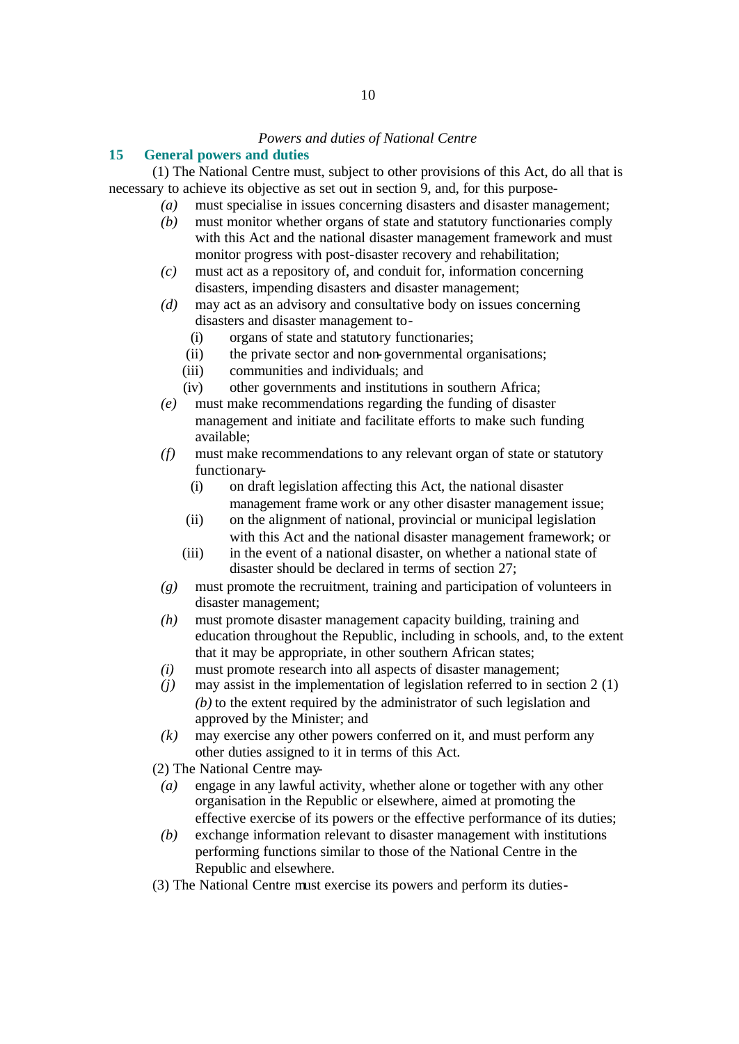*Powers and duties of National Centre*

## 15 General powers and duties

(1) The National Centre must, subject to other provisions of this Act, do all that is necessary to achieve its objective as set out in section 9, and, for this purpose-

*(a)* must specialise in issues concerning disasters and disaster management;

*(b)* must monitor whether organs of state and statutory functionaries comply with this Act and the national disaster management framework and must monitor progress with post-disaster recovery and rehabilitation;

*(c)* must act as a repository of, and conduit for, information concerning disasters, impending disasters and disaster management;

*(d)* may act as an advisory and consultative body on issues concerning disasters and disaster management to-

(i) organs of state and statutory functionaries;

(ii) the private sector and non-governmental organisations;

(iii) communities and individuals; and

(iv) other governments and institutions in southern Africa;

*(e)* must make recommendations regarding the funding of disaster management and initiate and facilitate efforts to make such funding available;

*(f)* must make recommendations to any relevant organ of state or statutory functionary-

(i) on draft legislation affecting this Act, the national disaster management frame work or any other disaster management issue;

(ii) on the alignment of national, provincial or municipal legislation with this Act and the national disaster management framework; or

(iii) in the event of a national disaster, on whether a national state of disaster should be declared in terms of section 27;

*(g)* must promote the recruitment, training and participation of volunteers in disaster management;

*(h)* must promote disaster management capacity building, training and education throughout the Republic, including in schools, and, to the extent that it may be appropriate, in other southern African states;

*(i)* must promote research into all aspects of disaster management;

*(j)* may assist in the implementation of legislation referred to in section 2 (1) *(b)* to the extent required by the administrator of such legislation and approved by the Minister; and

*(k)* may exercise any other powers conferred on it, and must perform any other duties assigned to it in terms of this Act.

(2) The National Centre may-

*(a)* engage in any lawful activity, whether alone or together with any other organisation in the Republic or elsewhere, aimed at promoting the effective exercise of its powers or the effective performance of its duties;

*(b)* exchange information relevant to disaster management with institutions performing functions similar to those of the National Centre in the Republic and elsewhere.

(3) The National Centre must exercise its powers and perform its duties-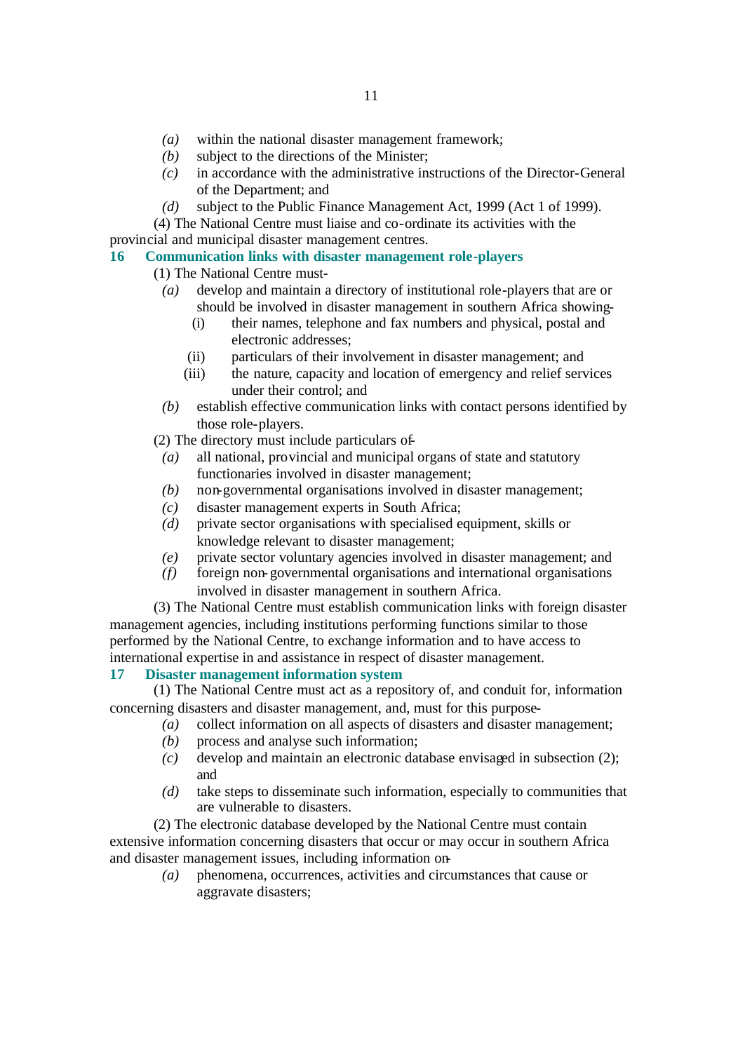*(a)* within the national disaster management framework;

*(b)* subject to the directions of the Minister;

*(c)* in accordance with the administrative instructions of the Director-General of the Department; and

*(d)* subject to the Public Finance Management Act, 1999 (Act 1 of 1999).

(4) The National Centre must liaise and co-ordinate its activities with the provincial and municipal disaster management centres.

### 16 Communication links with disaster management role-players

(1) The National Centre must-

*(a)* develop and maintain a directory of institutional role-players that are or should be involved in disaster management in southern Africa showing-

(i) their names, telephone and fax numbers and physical, postal and electronic addresses;

(ii) particulars of their involvement in disaster management; and

(iii) the nature, capacity and location of emergency and relief services under their control; and

*(b)* establish effective communication links with contact persons identified by those role-players.

(2) The directory must include particulars of-

*(a)* all national, provincial and municipal organs of state and statutory functionaries involved in disaster management;

*(b)* non-governmental organisations involved in disaster management;

*(c)* disaster management experts in South Africa;

*(d)* private sector organisations with specialised equipment, skills or knowledge relevant to disaster management;

*(e)* private sector voluntary agencies involved in disaster management; and

*(f)* foreign non-governmental organisations and international organisations involved in disaster management in southern Africa.

(3) The National Centre must establish communication links with foreign disaster management agencies, including institutions performing functions similar to those performed by the National Centre, to exchange information and to have access to international expertise in and assistance in respect of disaster management.

### 17 Disaster management information system

(1) The National Centre must act as a repository of, and conduit for, information concerning disasters and disaster management, and, must for this purpose-

*(a)* collect information on all aspects of disasters and disaster management;

*(b)* process and analyse such information;

*(c)* develop and maintain an electronic database envisaged in subsection (2); and

*(d)* take steps to disseminate such information, especially to communities that are vulnerable to disasters.

(2) The electronic database developed by the National Centre must contain extensive information concerning disasters that occur or may occur in southern Africa and disaster management issues, including information on-

*(a)* phenomena, occurrences, activities and circumstances that cause or aggravate disasters;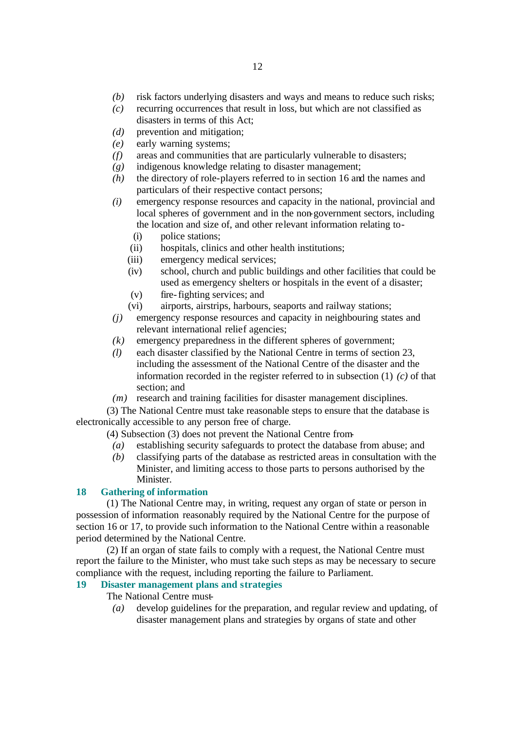*(b)* risk factors underlying disasters and ways and means to reduce such risks;

*(c)* recurring occurrences that result in loss, but which are not classified as disasters in terms of this Act;

*(d)* prevention and mitigation;

*(e)* early warning systems;

*(f)* areas and communities that are particularly vulnerable to disasters;

*(g)* indigenous knowledge relating to disaster management;

*(h)* the directory of role-players referred to in section 16 and the names and particulars of their respective contact persons;

*(i)* emergency response resources and capacity in the national, provincial and local spheres of government and in the non-government sectors, including the location and size of, and other relevant information relating to-

(i) police stations;

(ii) hospitals, clinics and other health institutions;

(iii) emergency medical services;

(iv) school, church and public buildings and other facilities that could be used as emergency shelters or hospitals in the event of a disaster;

(v) fire-fighting services; and

(vi) airports, airstrips, harbours, seaports and railway stations;

*(j)* emergency response resources and capacity in neighbouring states and relevant international relief agencies;

*(k)* emergency preparedness in the different spheres of government;

*(l)* each disaster classified by the National Centre in terms of section 23, including the assessment of the National Centre of the disaster and the information recorded in the register referred to in subsection (1) *(c)* of that section; and

*(m)* research and training facilities for disaster management disciplines.

(3) The National Centre must take reasonable steps to ensure that the database is electronically accessible to any person free of charge.

(4) Subsection (3) does not prevent the National Centre from-

*(a)* establishing security safeguards to protect the database from abuse; and

*(b)* classifying parts of the database as restricted areas in consultation with the Minister, and limiting access to those parts to persons authorised by the Minister.

### 18 Gathering of information

(1) The National Centre may, in writing, request any organ of state or person in possession of information reasonably required by the National Centre for the purpose of section 16 or 17, to provide such information to the National Centre within a reasonable period determined by the National Centre.

(2) If an organ of state fails to comply with a request, the National Centre must report the failure to the Minister, who must take such steps as may be necessary to secure compliance with the request, including reporting the failure to Parliament.

### 19 Disaster management plans and strategies

The National Centre must-

*(a)* develop guidelines for the preparation, and regular review and updating, of disaster management plans and strategies by organs of state and other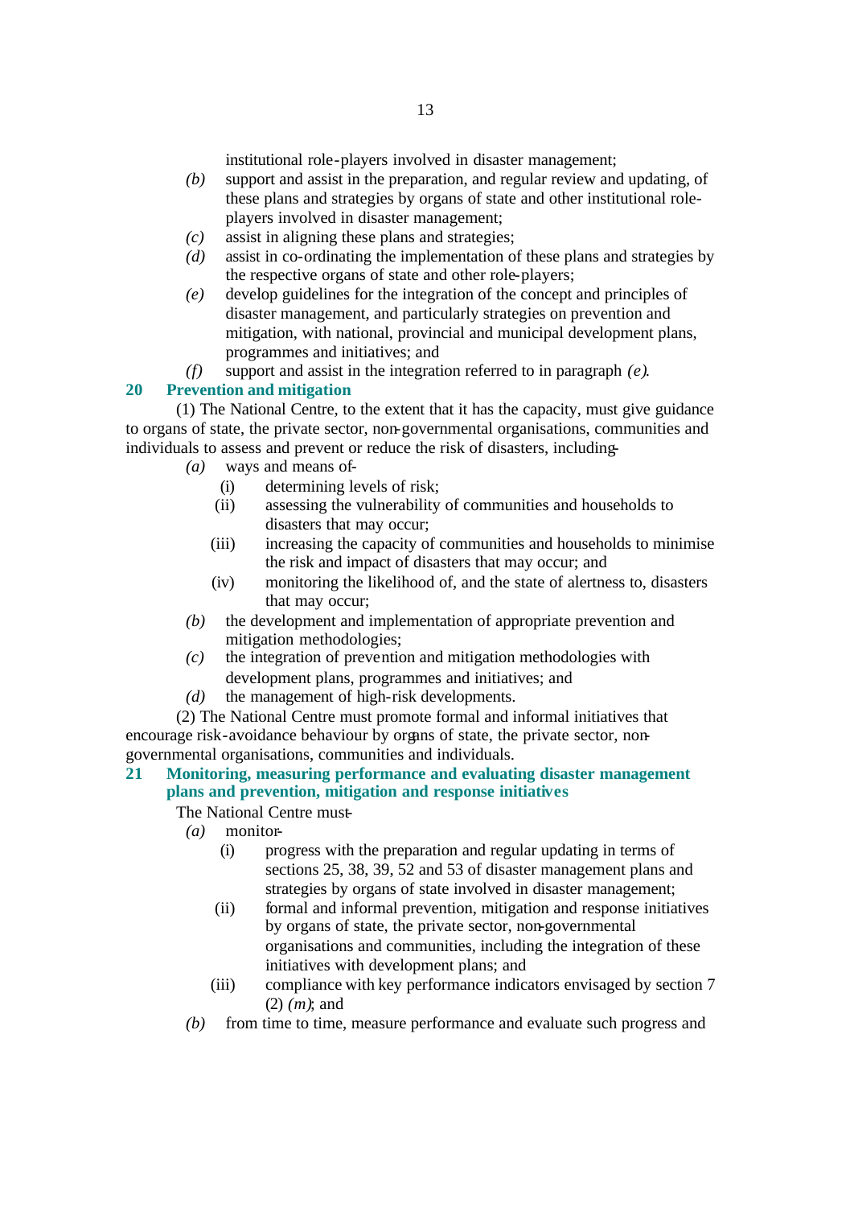institutional role-players involved in disaster management;

*(b)* support and assist in the preparation, and regular review and updating, of these plans and strategies by organs of state and other institutional role-players involved in disaster management;

*(c)* assist in aligning these plans and strategies;

*(d)* assist in co-ordinating the implementation of these plans and strategies by the respective organs of state and other role-players;

*(e)* develop guidelines for the integration of the concept and principles of disaster management, and particularly strategies on prevention and mitigation, with national, provincial and municipal development plans, programmes and initiatives; and

*(f)* support and assist in the integration referred to in paragraph *(e)*.

## 20 Prevention and mitigation

(1) The National Centre, to the extent that it has the capacity, must give guidance to organs of state, the private sector, non-governmental organisations, communities and individuals to assess and prevent or reduce the risk of disasters, including-

*(a)* ways and means of-

(i) determining levels of risk;

(ii) assessing the vulnerability of communities and households to disasters that may occur;

(iii) increasing the capacity of communities and households to minimise the risk and impact of disasters that may occur; and

(iv) monitoring the likelihood of, and the state of alertness to, disasters that may occur;

*(b)* the development and implementation of appropriate prevention and mitigation methodologies;

*(c)* the integration of prevention and mitigation methodologies with development plans, programmes and initiatives; and

*(d)* the management of high-risk developments.

(2) The National Centre must promote formal and informal initiatives that encourage risk-avoidance behaviour by organs of state, the private sector, non-governmental organisations, communities and individuals.

## 21 Monitoring, measuring performance and evaluating disaster management plans and prevention, mitigation and response initiatives

The National Centre must-

*(a)* monitor-

(i) progress with the preparation and regular updating in terms of sections 25, 38, 39, 52 and 53 of disaster management plans and strategies by organs of state involved in disaster management;

(ii) formal and informal prevention, mitigation and response initiatives by organs of state, the private sector, non-governmental organisations and communities, including the integration of these initiatives with development plans; and

(iii) compliance with key performance indicators envisaged by section 7 (2) *(m)*; and

*(b)* from time to time, measure performance and evaluate such progress and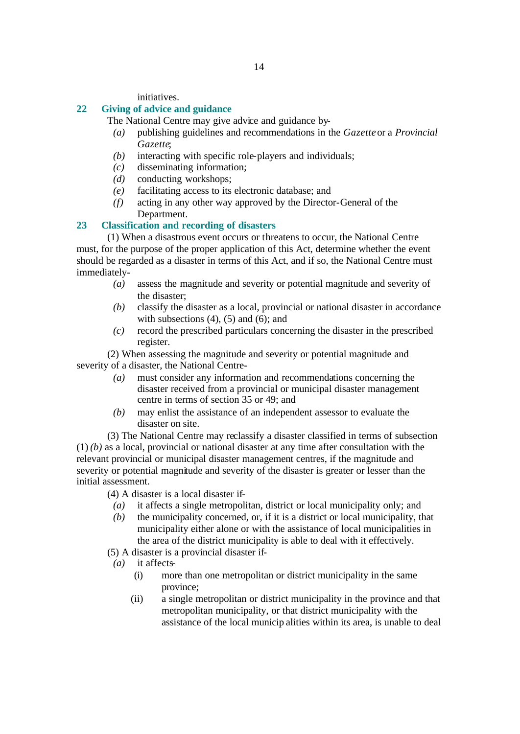initiatives.

## 22 Giving of advice and guidance

The National Centre may give advice and guidance by-

*(a)* publishing guidelines and recommendations in the *Gazette* or a *Provincial Gazette*;

*(b)* interacting with specific role-players and individuals;

*(c)* disseminating information;

*(d)* conducting workshops;

*(e)* facilitating access to its electronic database; and

*(f)* acting in any other way approved by the Director-General of the Department.

## 23 Classification and recording of disasters

(1) When a disastrous event occurs or threatens to occur, the National Centre must, for the purpose of the proper application of this Act, determine whether the event should be regarded as a disaster in terms of this Act, and if so, the National Centre must immediately-

*(a)* assess the magnitude and severity or potential magnitude and severity of the disaster;

*(b)* classify the disaster as a local, provincial or national disaster in accordance with subsections (4), (5) and (6); and

*(c)* record the prescribed particulars concerning the disaster in the prescribed register.

(2) When assessing the magnitude and severity or potential magnitude and severity of a disaster, the National Centre-

*(a)* must consider any information and recommendations concerning the disaster received from a provincial or municipal disaster management centre in terms of section 35 or 49; and

*(b)* may enlist the assistance of an independent assessor to evaluate the disaster on site.

(3) The National Centre may reclassify a disaster classified in terms of subsection (1) *(b)* as a local, provincial or national disaster at any time after consultation with the relevant provincial or municipal disaster management centres, if the magnitude and severity or potential magnitude and severity of the disaster is greater or lesser than the initial assessment.

(4) A disaster is a local disaster if-

*(a)* it affects a single metropolitan, district or local municipality only; and

*(b)* the municipality concerned, or, if it is a district or local municipality, that municipality either alone or with the assistance of local municipalities in the area of the district municipality is able to deal with it effectively.

(5) A disaster is a provincial disaster if-

*(a)* it affects-

(i) more than one metropolitan or district municipality in the same province;

(ii) a single metropolitan or district municipality in the province and that metropolitan municipality, or that district municipality with the assistance of the local municipalities within its area, is unable to deal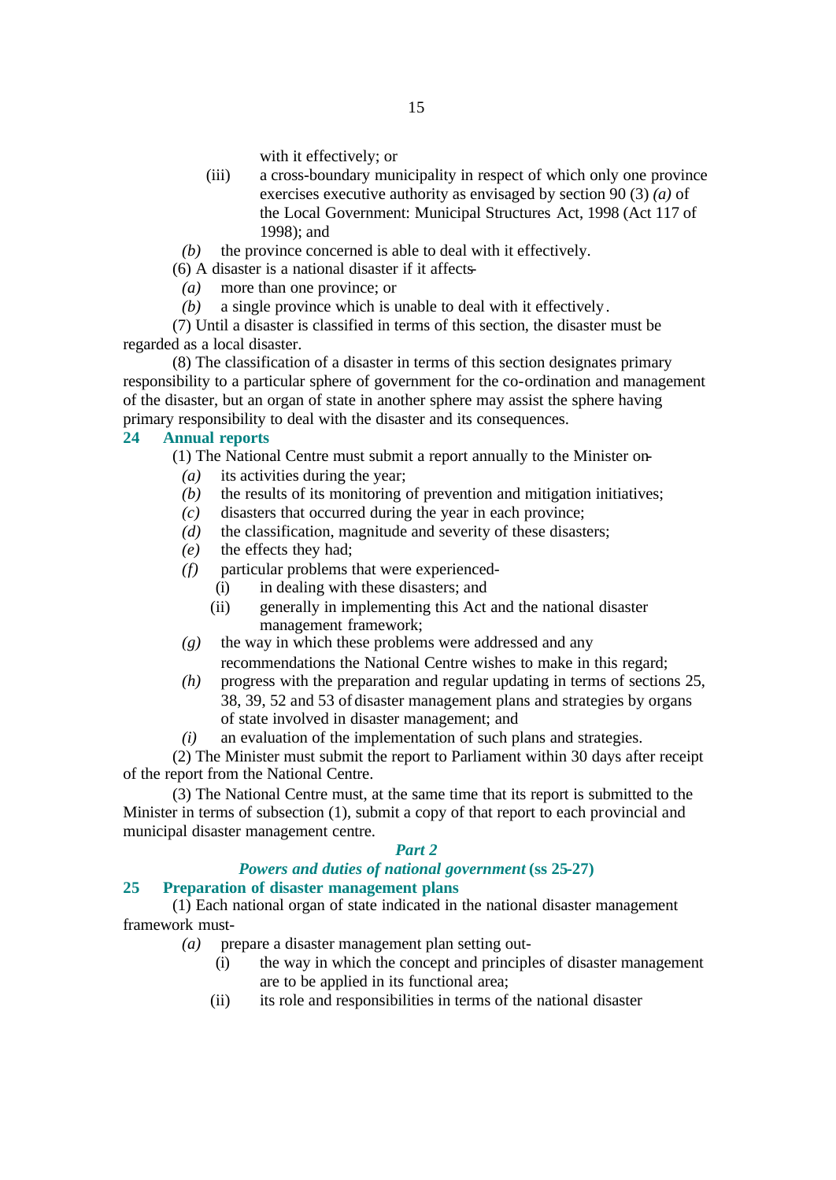with it effectively; or

(iii) a cross-boundary municipality in respect of which only one province exercises executive authority as envisaged by section 90 (3) *(a)* of the Local Government: Municipal Structures Act, 1998 (Act 117 of 1998); and

*(b)* the province concerned is able to deal with it effectively.

(6) A disaster is a national disaster if it affects-

*(a)* more than one province; or

*(b)* a single province which is unable to deal with it effectively.

(7) Until a disaster is classified in terms of this section, the disaster must be regarded as a local disaster.

(8) The classification of a disaster in terms of this section designates primary responsibility to a particular sphere of government for the co-ordination and management of the disaster, but an organ of state in another sphere may assist the sphere having primary responsibility to deal with the disaster and its consequences.

### 24 Annual reports

(1) The National Centre must submit a report annually to the Minister on-

*(a)* its activities during the year;

*(b)* the results of its monitoring of prevention and mitigation initiatives;

*(c)* disasters that occurred during the year in each province;

*(d)* the classification, magnitude and severity of these disasters;

*(e)* the effects they had;

*(f)* particular problems that were experienced-

(i) in dealing with these disasters; and

(ii) generally in implementing this Act and the national disaster management framework;

*(g)* the way in which these problems were addressed and any recommendations the National Centre wishes to make in this regard;

*(h)* progress with the preparation and regular updating in terms of sections 25, 38, 39, 52 and 53 of disaster management plans and strategies by organs of state involved in disaster management; and

*(i)* an evaluation of the implementation of such plans and strategies.

(2) The Minister must submit the report to Parliament within 30 days after receipt of the report from the National Centre.

(3) The National Centre must, at the same time that its report is submitted to the Minister in terms of subsection (1), submit a copy of that report to each provincial and municipal disaster management centre.

## *Part 2*

## *Powers and duties of national government* (ss 25-27)

### 25 Preparation of disaster management plans

(1) Each national organ of state indicated in the national disaster management framework must-

*(a)* prepare a disaster management plan setting out-

(i) the way in which the concept and principles of disaster management are to be applied in its functional area;

(ii) its role and responsibilities in terms of the national disaster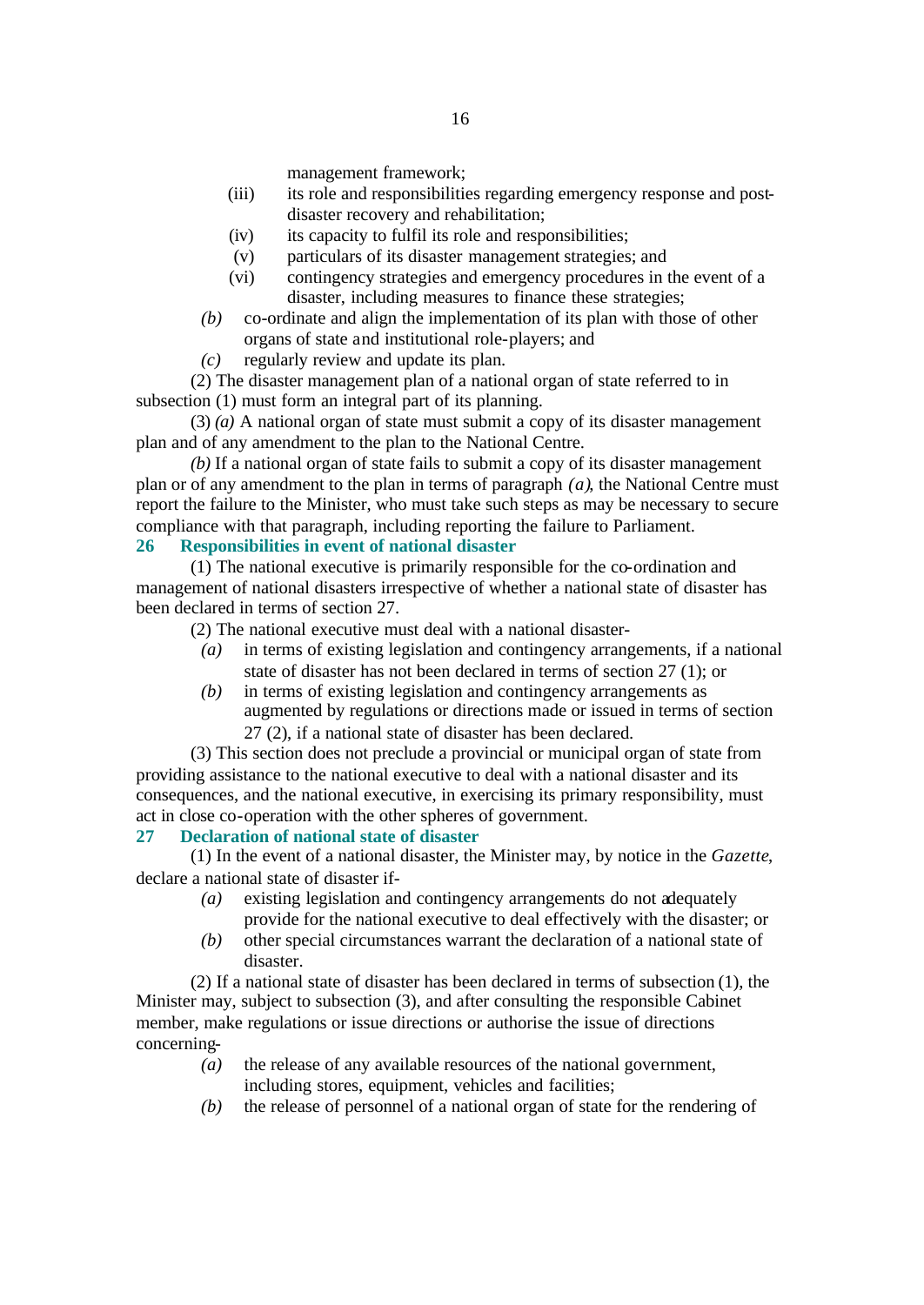management framework;

(iii) its role and responsibilities regarding emergency response and post-disaster recovery and rehabilitation;

(iv) its capacity to fulfil its role and responsibilities;

(v) particulars of its disaster management strategies; and

(vi) contingency strategies and emergency procedures in the event of a disaster, including measures to finance these strategies;

*(b)* co-ordinate and align the implementation of its plan with those of other organs of state and institutional role-players; and

*(c)* regularly review and update its plan.

(2) The disaster management plan of a national organ of state referred to in subsection (1) must form an integral part of its planning.

(3) *(a)* A national organ of state must submit a copy of its disaster management plan and of any amendment to the plan to the National Centre.

*(b)* If a national organ of state fails to submit a copy of its disaster management plan or of any amendment to the plan in terms of paragraph *(a)*, the National Centre must report the failure to the Minister, who must take such steps as may be necessary to secure compliance with that paragraph, including reporting the failure to Parliament.

### 26 Responsibilities in event of national disaster

(1) The national executive is primarily responsible for the co-ordination and management of national disasters irrespective of whether a national state of disaster has been declared in terms of section 27.

(2) The national executive must deal with a national disaster-

*(a)* in terms of existing legislation and contingency arrangements, if a national state of disaster has not been declared in terms of section 27 (1); or

*(b)* in terms of existing legislation and contingency arrangements as augmented by regulations or directions made or issued in terms of section 27 (2), if a national state of disaster has been declared.

(3) This section does not preclude a provincial or municipal organ of state from providing assistance to the national executive to deal with a national disaster and its consequences, and the national executive, in exercising its primary responsibility, must act in close co-operation with the other spheres of government.

### 27 Declaration of national state of disaster

(1) In the event of a national disaster, the Minister may, by notice in the *Gazette*, declare a national state of disaster if-

*(a)* existing legislation and contingency arrangements do not adequately provide for the national executive to deal effectively with the disaster; or

*(b)* other special circumstances warrant the declaration of a national state of disaster.

(2) If a national state of disaster has been declared in terms of subsection (1), the Minister may, subject to subsection (3), and after consulting the responsible Cabinet member, make regulations or issue directions or authorise the issue of directions concerning-

*(a)* the release of any available resources of the national government, including stores, equipment, vehicles and facilities;

*(b)* the release of personnel of a national organ of state for the rendering of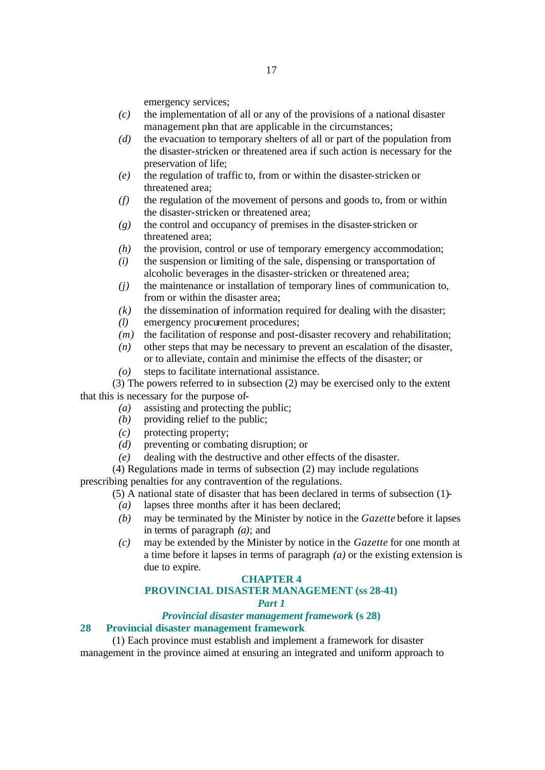emergency services;

*(c)* the implementation of all or any of the provisions of a national disaster management plan that are applicable in the circumstances;

*(d)* the evacuation to temporary shelters of all or part of the population from the disaster-stricken or threatened area if such action is necessary for the preservation of life;

*(e)* the regulation of traffic to, from or within the disaster-stricken or threatened area;

*(f)* the regulation of the movement of persons and goods to, from or within the disaster-stricken or threatened area;

*(g)* the control and occupancy of premises in the disaster-stricken or threatened area;

*(h)* the provision, control or use of temporary emergency accommodation;

*(i)* the suspension or limiting of the sale, dispensing or transportation of alcoholic beverages in the disaster-stricken or threatened area;

*(j)* the maintenance or installation of temporary lines of communication to, from or within the disaster area;

*(k)* the dissemination of information required for dealing with the disaster;

*(l)* emergency procurement procedures;

*(m)* the facilitation of response and post-disaster recovery and rehabilitation;

*(n)* other steps that may be necessary to prevent an escalation of the disaster, or to alleviate, contain and minimise the effects of the disaster; or

*(o)* steps to facilitate international assistance.

(3) The powers referred to in subsection (2) may be exercised only to the extent that this is necessary for the purpose of-

*(a)* assisting and protecting the public;

*(b)* providing relief to the public;

*(c)* protecting property;

*(d)* preventing or combating disruption; or

*(e)* dealing with the destructive and other effects of the disaster.

(4) Regulations made in terms of subsection (2) may include regulations prescribing penalties for any contravention of the regulations.

(5) A national state of disaster that has been declared in terms of subsection (1)-

*(a)* lapses three months after it has been declared;

*(b)* may be terminated by the Minister by notice in the *Gazette* before it lapses in terms of paragraph *(a)*; and

*(c)* may be extended by the Minister by notice in the *Gazette* for one month at a time before it lapses in terms of paragraph *(a)* or the existing extension is due to expire.

## CHAPTER 4
## PROVINCIAL DISASTER MANAGEMENT (ss 28-41)

### *Part 1*

### *Provincial disaster management framework* (s 28)

### 28 Provincial disaster management framework

(1) Each province must establish and implement a framework for disaster management in the province aimed at ensuring an integrated and uniform approach to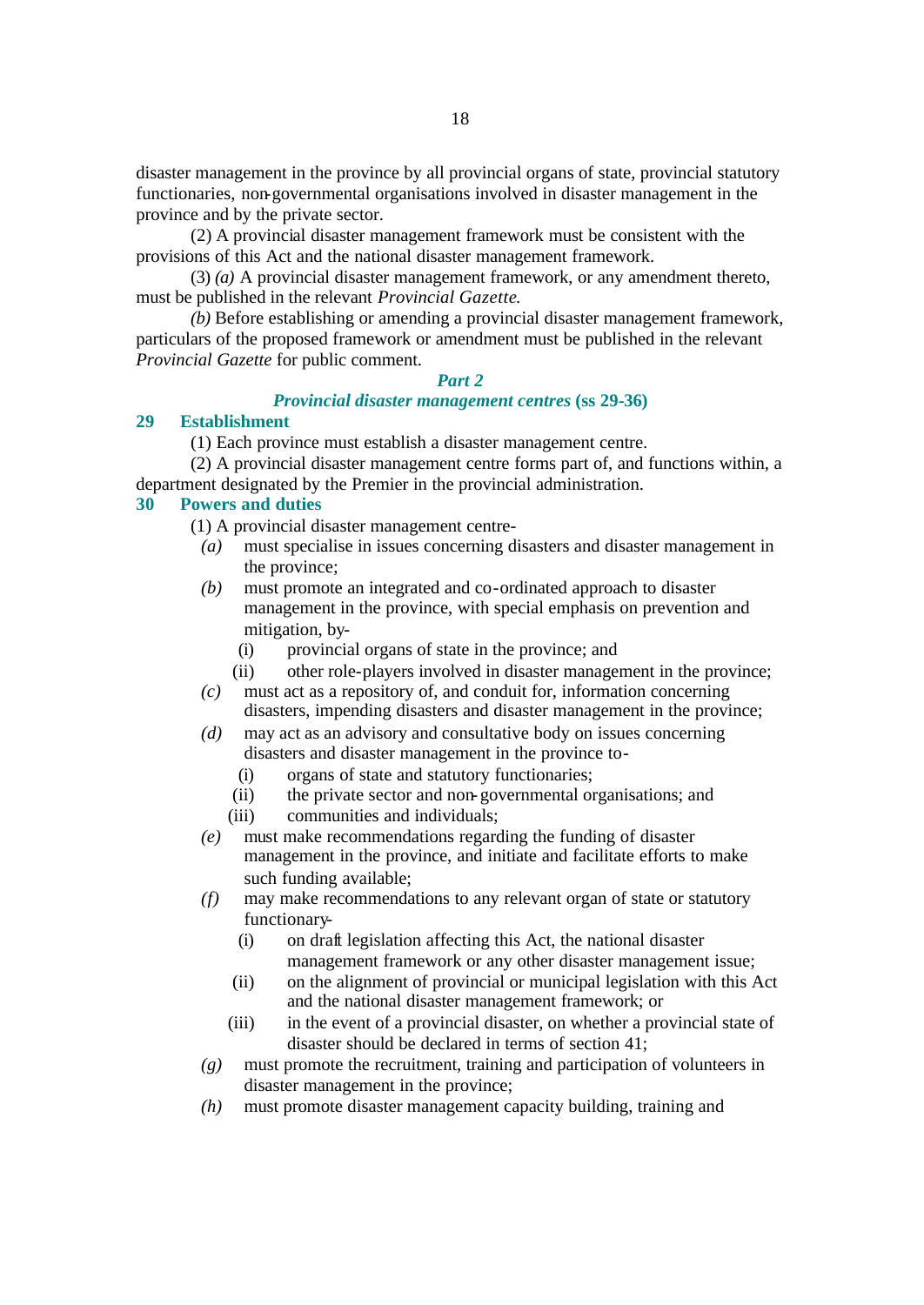disaster management in the province by all provincial organs of state, provincial statutory functionaries, non-governmental organisations involved in disaster management in the province and by the private sector.

(2) A provincial disaster management framework must be consistent with the provisions of this Act and the national disaster management framework.

(3) *(a)* A provincial disaster management framework, or any amendment thereto, must be published in the relevant *Provincial Gazette.*

*(b)* Before establishing or amending a provincial disaster management framework, particulars of the proposed framework or amendment must be published in the relevant *Provincial Gazette* for public comment.

### *Part 2*

### *Provincial disaster management centres* (ss 29-36)

**29 Establishment**

(1) Each province must establish a disaster management centre.

(2) A provincial disaster management centre forms part of, and functions within, a department designated by the Premier in the provincial administration.

**30 Powers and duties**

(1) A provincial disaster management centre-

*(a)* must specialise in issues concerning disasters and disaster management in the province;

*(b)* must promote an integrated and co-ordinated approach to disaster management in the province, with special emphasis on prevention and mitigation, by-

(i) provincial organs of state in the province; and

(ii) other role-players involved in disaster management in the province;

*(c)* must act as a repository of, and conduit for, information concerning disasters, impending disasters and disaster management in the province;

*(d)* may act as an advisory and consultative body on issues concerning disasters and disaster management in the province to-

(i) organs of state and statutory functionaries;

(ii) the private sector and non-governmental organisations; and

(iii) communities and individuals;

*(e)* must make recommendations regarding the funding of disaster management in the province, and initiate and facilitate efforts to make such funding available;

*(f)* may make recommendations to any relevant organ of state or statutory functionary-

(i) on draft legislation affecting this Act, the national disaster management framework or any other disaster management issue;

(ii) on the alignment of provincial or municipal legislation with this Act and the national disaster management framework; or

(iii) in the event of a provincial disaster, on whether a provincial state of disaster should be declared in terms of section 41;

*(g)* must promote the recruitment, training and participation of volunteers in disaster management in the province;

*(h)* must promote disaster management capacity building, training and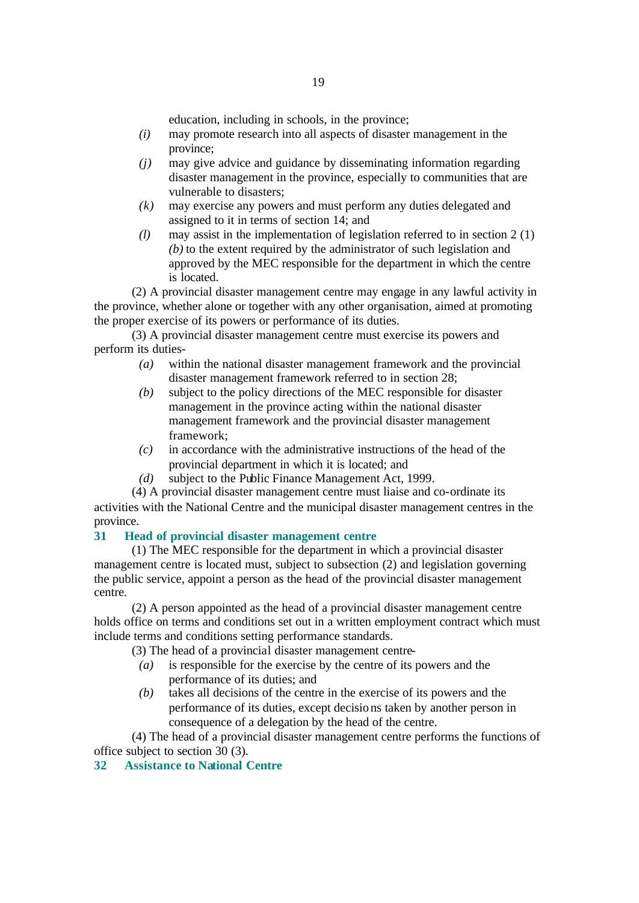education, including in schools, in the province;

*(i)* may promote research into all aspects of disaster management in the province;

*(j)* may give advice and guidance by disseminating information regarding disaster management in the province, especially to communities that are vulnerable to disasters;

*(k)* may exercise any powers and must perform any duties delegated and assigned to it in terms of section 14; and

*(l)* may assist in the implementation of legislation referred to in section 2 (1) *(b)* to the extent required by the administrator of such legislation and approved by the MEC responsible for the department in which the centre is located.

(2) A provincial disaster management centre may engage in any lawful activity in the province, whether alone or together with any other organisation, aimed at promoting the proper exercise of its powers or performance of its duties.

(3) A provincial disaster management centre must exercise its powers and perform its duties-

*(a)* within the national disaster management framework and the provincial disaster management framework referred to in section 28;

*(b)* subject to the policy directions of the MEC responsible for disaster management in the province acting within the national disaster management framework and the provincial disaster management framework;

*(c)* in accordance with the administrative instructions of the head of the provincial department in which it is located; and

*(d)* subject to the Public Finance Management Act, 1999.

(4) A provincial disaster management centre must liaise and co-ordinate its activities with the National Centre and the municipal disaster management centres in the province.

### 31 Head of provincial disaster management centre

(1) The MEC responsible for the department in which a provincial disaster management centre is located must, subject to subsection (2) and legislation governing the public service, appoint a person as the head of the provincial disaster management centre.

(2) A person appointed as the head of a provincial disaster management centre holds office on terms and conditions set out in a written employment contract which must include terms and conditions setting performance standards.

(3) The head of a provincial disaster management centre-

*(a)* is responsible for the exercise by the centre of its powers and the performance of its duties; and

*(b)* takes all decisions of the centre in the exercise of its powers and the performance of its duties, except decisions taken by another person in consequence of a delegation by the head of the centre.

(4) The head of a provincial disaster management centre performs the functions of office subject to section 30 (3).

### 32 Assistance to National Centre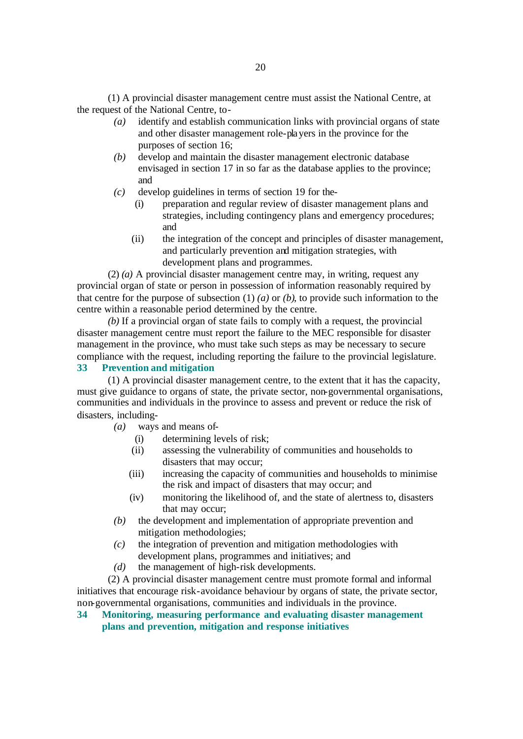(1) A provincial disaster management centre must assist the National Centre, at the request of the National Centre, to-

*(a)* identify and establish communication links with provincial organs of state and other disaster management role-players in the province for the purposes of section 16;

*(b)* develop and maintain the disaster management electronic database envisaged in section 17 in so far as the database applies to the province; and

*(c)* develop guidelines in terms of section 19 for the-

(i) preparation and regular review of disaster management plans and strategies, including contingency plans and emergency procedures; and

(ii) the integration of the concept and principles of disaster management, and particularly prevention and mitigation strategies, with development plans and programmes.

(2) *(a)* A provincial disaster management centre may, in writing, request any provincial organ of state or person in possession of information reasonably required by that centre for the purpose of subsection (1) *(a)* or *(b)*, to provide such information to the centre within a reasonable period determined by the centre.

*(b)* If a provincial organ of state fails to comply with a request, the provincial disaster management centre must report the failure to the MEC responsible for disaster management in the province, who must take such steps as may be necessary to secure compliance with the request, including reporting the failure to the provincial legislature.

### 33 Prevention and mitigation

(1) A provincial disaster management centre, to the extent that it has the capacity, must give guidance to organs of state, the private sector, non-governmental organisations, communities and individuals in the province to assess and prevent or reduce the risk of disasters, including-

*(a)* ways and means of-

(i) determining levels of risk;

(ii) assessing the vulnerability of communities and households to disasters that may occur;

(iii) increasing the capacity of communities and households to minimise the risk and impact of disasters that may occur; and

(iv) monitoring the likelihood of, and the state of alertness to, disasters that may occur;

*(b)* the development and implementation of appropriate prevention and mitigation methodologies;

*(c)* the integration of prevention and mitigation methodologies with development plans, programmes and initiatives; and

*(d)* the management of high-risk developments.

(2) A provincial disaster management centre must promote formal and informal initiatives that encourage risk-avoidance behaviour by organs of state, the private sector, non-governmental organisations, communities and individuals in the province.

### 34 Monitoring, measuring performance and evaluating disaster management plans and prevention, mitigation and response initiatives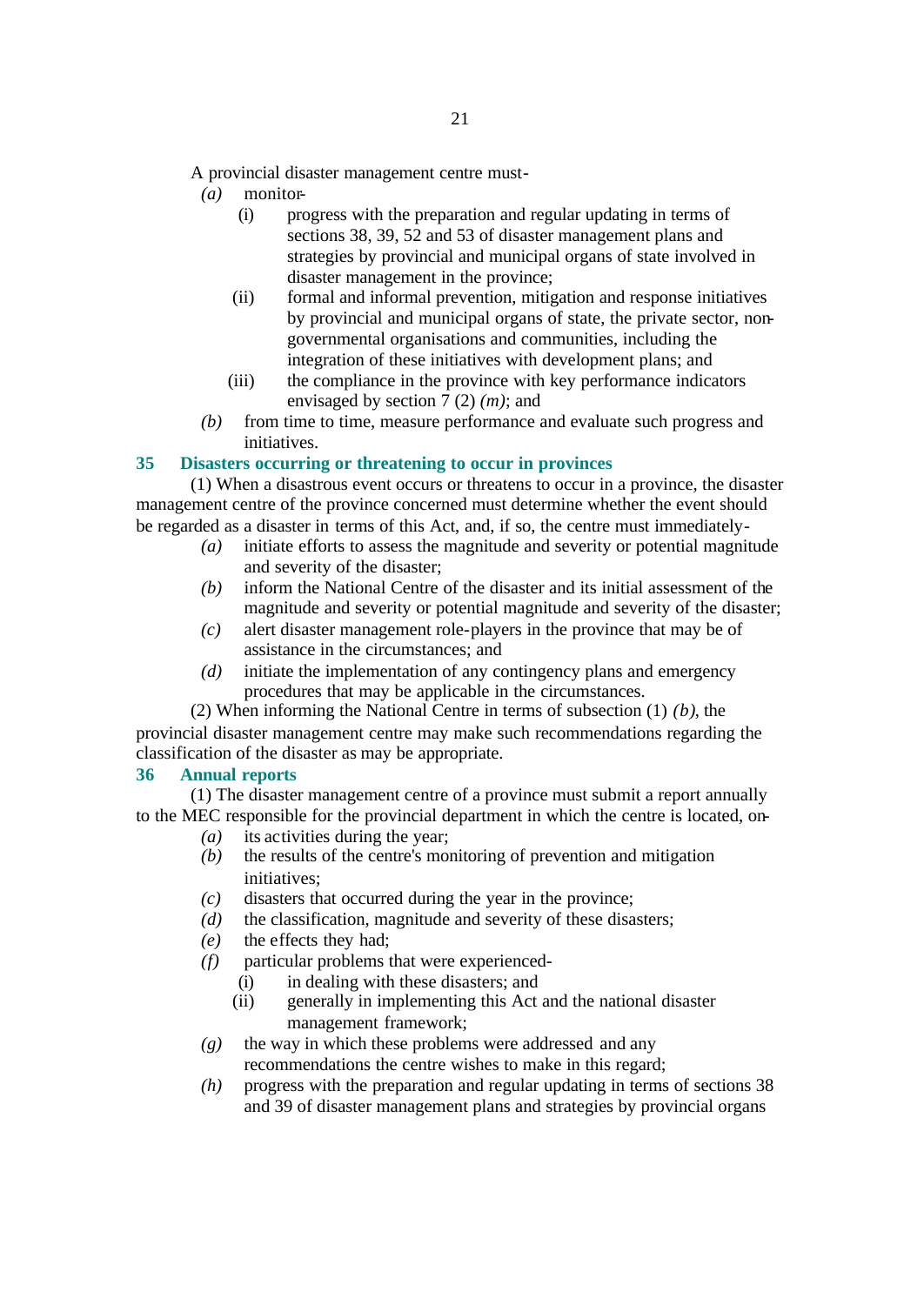A provincial disaster management centre must-

*(a)* monitor-

(i) progress with the preparation and regular updating in terms of sections 38, 39, 52 and 53 of disaster management plans and strategies by provincial and municipal organs of state involved in disaster management in the province;

(ii) formal and informal prevention, mitigation and response initiatives by provincial and municipal organs of state, the private sector, non-governmental organisations and communities, including the integration of these initiatives with development plans; and

(iii) the compliance in the province with key performance indicators envisaged by section 7 (2) *(m)*; and

*(b)* from time to time, measure performance and evaluate such progress and initiatives.

## 35 Disasters occurring or threatening to occur in provinces

(1) When a disastrous event occurs or threatens to occur in a province, the disaster management centre of the province concerned must determine whether the event should be regarded as a disaster in terms of this Act, and, if so, the centre must immediately-

*(a)* initiate efforts to assess the magnitude and severity or potential magnitude and severity of the disaster;

*(b)* inform the National Centre of the disaster and its initial assessment of the magnitude and severity or potential magnitude and severity of the disaster;

*(c)* alert disaster management role-players in the province that may be of assistance in the circumstances; and

*(d)* initiate the implementation of any contingency plans and emergency procedures that may be applicable in the circumstances.

(2) When informing the National Centre in terms of subsection (1) *(b)*, the provincial disaster management centre may make such recommendations regarding the classification of the disaster as may be appropriate.

## 36 Annual reports

(1) The disaster management centre of a province must submit a report annually to the MEC responsible for the provincial department in which the centre is located, on-

*(a)* its activities during the year;

*(b)* the results of the centre's monitoring of prevention and mitigation initiatives;

*(c)* disasters that occurred during the year in the province;

*(d)* the classification, magnitude and severity of these disasters;

*(e)* the effects they had;

*(f)* particular problems that were experienced-

(i) in dealing with these disasters; and

(ii) generally in implementing this Act and the national disaster management framework;

*(g)* the way in which these problems were addressed and any recommendations the centre wishes to make in this regard;

*(h)* progress with the preparation and regular updating in terms of sections 38 and 39 of disaster management plans and strategies by provincial organs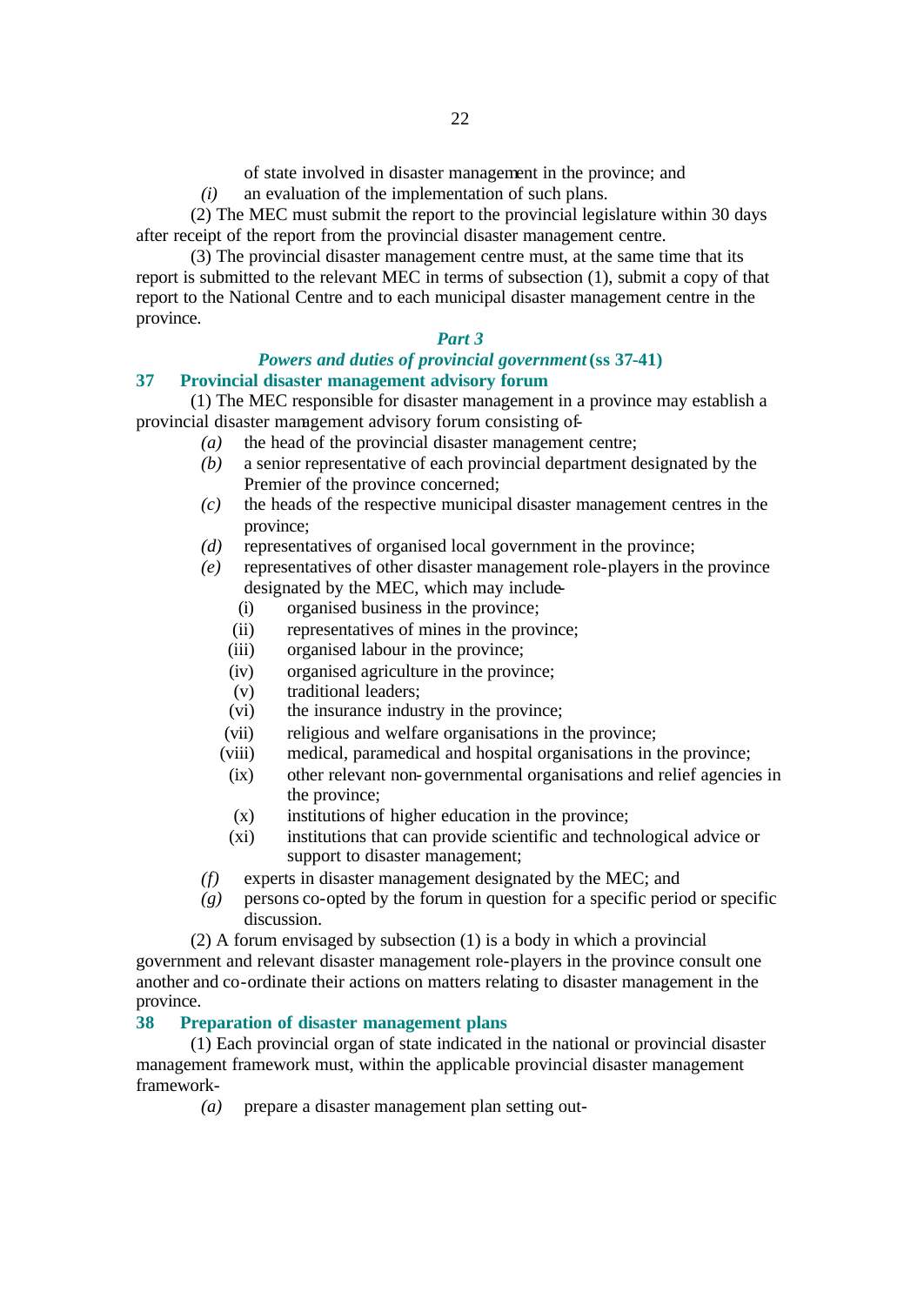of state involved in disaster management in the province; and

*(i)* an evaluation of the implementation of such plans.

(2) The MEC must submit the report to the provincial legislature within 30 days after receipt of the report from the provincial disaster management centre.

(3) The provincial disaster management centre must, at the same time that its report is submitted to the relevant MEC in terms of subsection (1), submit a copy of that report to the National Centre and to each municipal disaster management centre in the province.

## *Part 3*

## *Powers and duties of provincial government* (ss 37-41)

### 37 Provincial disaster management advisory forum

(1) The MEC responsible for disaster management in a province may establish a provincial disaster management advisory forum consisting of-

*(a)* the head of the provincial disaster management centre;

*(b)* a senior representative of each provincial department designated by the Premier of the province concerned;

*(c)* the heads of the respective municipal disaster management centres in the province;

*(d)* representatives of organised local government in the province;

*(e)* representatives of other disaster management role-players in the province designated by the MEC, which may include-

(i) organised business in the province;

(ii) representatives of mines in the province;

(iii) organised labour in the province;

(iv) organised agriculture in the province;

(v) traditional leaders;

(vi) the insurance industry in the province;

(vii) religious and welfare organisations in the province;

(viii) medical, paramedical and hospital organisations in the province;

(ix) other relevant non-governmental organisations and relief agencies in the province;

(x) institutions of higher education in the province;

(xi) institutions that can provide scientific and technological advice or support to disaster management;

*(f)* experts in disaster management designated by the MEC; and

*(g)* persons co-opted by the forum in question for a specific period or specific discussion.

(2) A forum envisaged by subsection (1) is a body in which a provincial government and relevant disaster management role-players in the province consult one another and co-ordinate their actions on matters relating to disaster management in the province.

### 38 Preparation of disaster management plans

(1) Each provincial organ of state indicated in the national or provincial disaster management framework must, within the applicable provincial disaster management framework-

*(a)* prepare a disaster management plan setting out-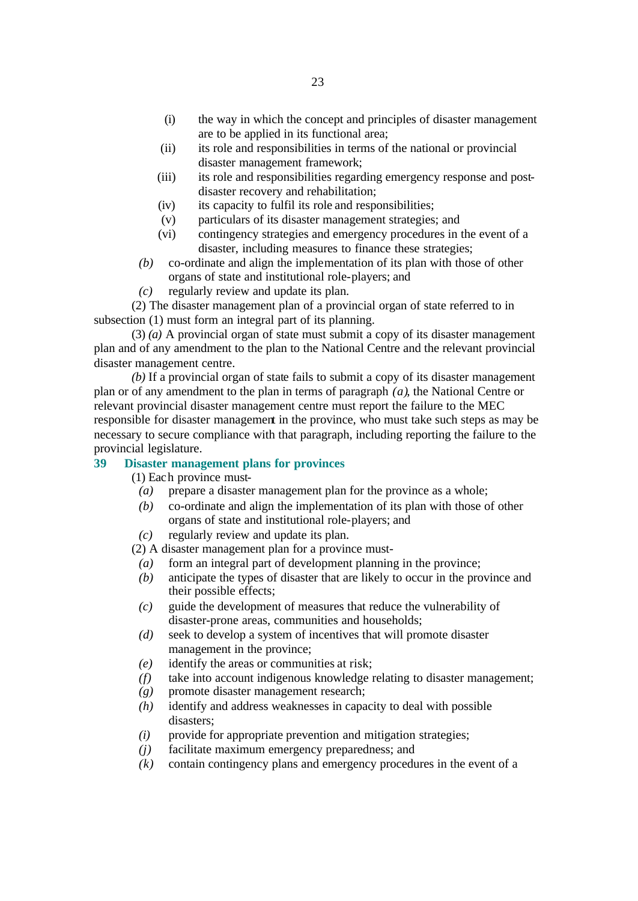(i) the way in which the concept and principles of disaster management are to be applied in its functional area;

(ii) its role and responsibilities in terms of the national or provincial disaster management framework;

(iii) its role and responsibilities regarding emergency response and post-disaster recovery and rehabilitation;

(iv) its capacity to fulfil its role and responsibilities;

(v) particulars of its disaster management strategies; and

(vi) contingency strategies and emergency procedures in the event of a disaster, including measures to finance these strategies;

*(b)* co-ordinate and align the implementation of its plan with those of other organs of state and institutional role-players; and

*(c)* regularly review and update its plan.

(2) The disaster management plan of a provincial organ of state referred to in subsection (1) must form an integral part of its planning.

(3) *(a)* A provincial organ of state must submit a copy of its disaster management plan and of any amendment to the plan to the National Centre and the relevant provincial disaster management centre.

*(b)* If a provincial organ of state fails to submit a copy of its disaster management plan or of any amendment to the plan in terms of paragraph *(a)*, the National Centre or relevant provincial disaster management centre must report the failure to the MEC responsible for disaster management in the province, who must take such steps as may be necessary to secure compliance with that paragraph, including reporting the failure to the provincial legislature.

### 39 Disaster management plans for provinces

(1) Each province must-

*(a)* prepare a disaster management plan for the province as a whole;

*(b)* co-ordinate and align the implementation of its plan with those of other organs of state and institutional role-players; and

*(c)* regularly review and update its plan.

(2) A disaster management plan for a province must-

*(a)* form an integral part of development planning in the province;

*(b)* anticipate the types of disaster that are likely to occur in the province and their possible effects;

*(c)* guide the development of measures that reduce the vulnerability of disaster-prone areas, communities and households;

*(d)* seek to develop a system of incentives that will promote disaster management in the province;

*(e)* identify the areas or communities at risk;

*(f)* take into account indigenous knowledge relating to disaster management;

*(g)* promote disaster management research;

*(h)* identify and address weaknesses in capacity to deal with possible disasters;

*(i)* provide for appropriate prevention and mitigation strategies;

*(j)* facilitate maximum emergency preparedness; and

*(k)* contain contingency plans and emergency procedures in the event of a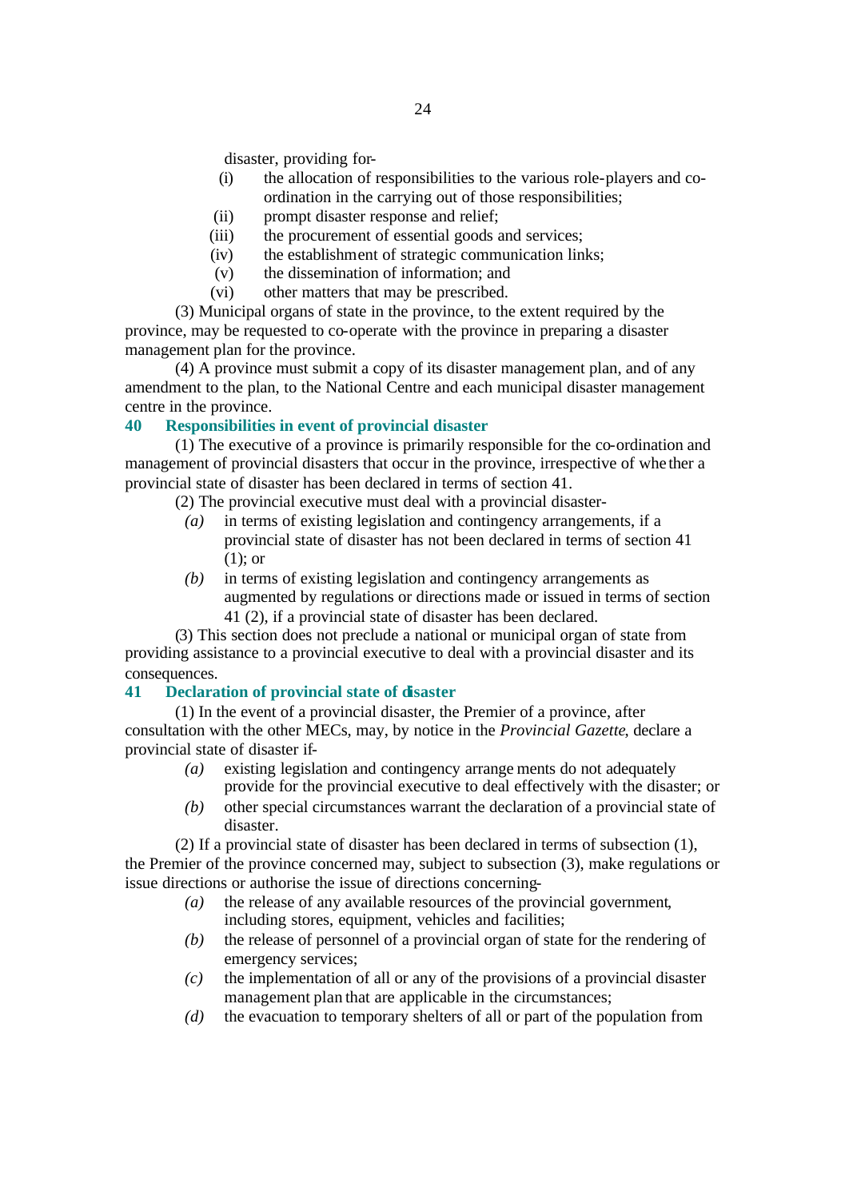disaster, providing for-

(i) the allocation of responsibilities to the various role-players and co-ordination in the carrying out of those responsibilities;

(ii) prompt disaster response and relief;

(iii) the procurement of essential goods and services;

(iv) the establishment of strategic communication links;

(v) the dissemination of information; and

(vi) other matters that may be prescribed.

(3) Municipal organs of state in the province, to the extent required by the province, may be requested to co-operate with the province in preparing a disaster management plan for the province.

(4) A province must submit a copy of its disaster management plan, and of any amendment to the plan, to the National Centre and each municipal disaster management centre in the province.

### 40 Responsibilities in event of provincial disaster

(1) The executive of a province is primarily responsible for the co-ordination and management of provincial disasters that occur in the province, irrespective of whether a provincial state of disaster has been declared in terms of section 41.

(2) The provincial executive must deal with a provincial disaster-

*(a)* in terms of existing legislation and contingency arrangements, if a provincial state of disaster has not been declared in terms of section 41 (1); or

*(b)* in terms of existing legislation and contingency arrangements as augmented by regulations or directions made or issued in terms of section 41 (2), if a provincial state of disaster has been declared.

(3) This section does not preclude a national or municipal organ of state from providing assistance to a provincial executive to deal with a provincial disaster and its consequences.

### 41 Declaration of provincial state of disaster

(1) In the event of a provincial disaster, the Premier of a province, after consultation with the other MECs, may, by notice in the *Provincial Gazette*, declare a provincial state of disaster if-

*(a)* existing legislation and contingency arrangements do not adequately provide for the provincial executive to deal effectively with the disaster; or

*(b)* other special circumstances warrant the declaration of a provincial state of disaster.

(2) If a provincial state of disaster has been declared in terms of subsection (1), the Premier of the province concerned may, subject to subsection (3), make regulations or issue directions or authorise the issue of directions concerning-

*(a)* the release of any available resources of the provincial government, including stores, equipment, vehicles and facilities;

*(b)* the release of personnel of a provincial organ of state for the rendering of emergency services;

*(c)* the implementation of all or any of the provisions of a provincial disaster management plan that are applicable in the circumstances;

*(d)* the evacuation to temporary shelters of all or part of the population from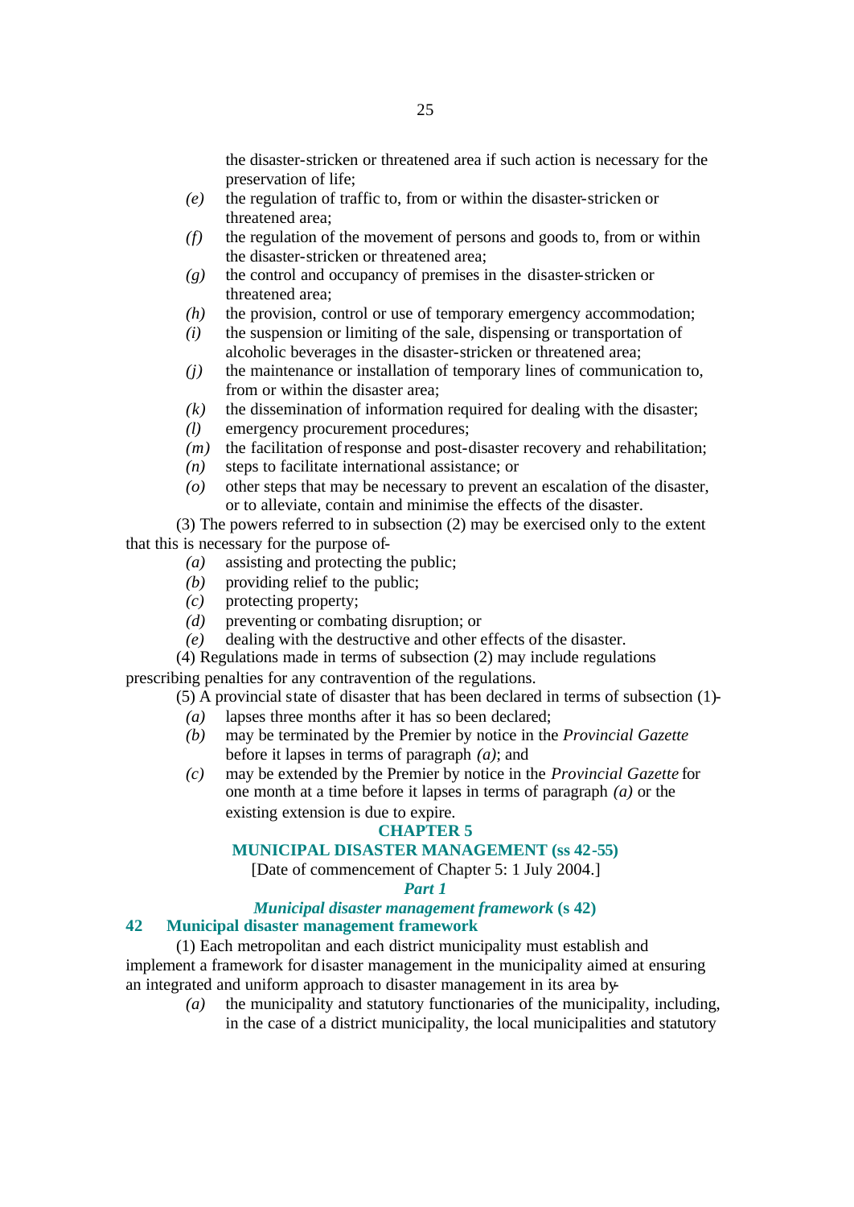the disaster-stricken or threatened area if such action is necessary for the preservation of life;

*(e)* the regulation of traffic to, from or within the disaster-stricken or threatened area;

*(f)* the regulation of the movement of persons and goods to, from or within the disaster-stricken or threatened area;

*(g)* the control and occupancy of premises in the disaster-stricken or threatened area;

*(h)* the provision, control or use of temporary emergency accommodation;

*(i)* the suspension or limiting of the sale, dispensing or transportation of alcoholic beverages in the disaster-stricken or threatened area;

*(j)* the maintenance or installation of temporary lines of communication to, from or within the disaster area;

*(k)* the dissemination of information required for dealing with the disaster;

*(l)* emergency procurement procedures;

*(m)* the facilitation of response and post-disaster recovery and rehabilitation;

*(n)* steps to facilitate international assistance; or

*(o)* other steps that may be necessary to prevent an escalation of the disaster, or to alleviate, contain and minimise the effects of the disaster.

(3) The powers referred to in subsection (2) may be exercised only to the extent that this is necessary for the purpose of-

*(a)* assisting and protecting the public;

*(b)* providing relief to the public;

*(c)* protecting property;

*(d)* preventing or combating disruption; or

*(e)* dealing with the destructive and other effects of the disaster.

(4) Regulations made in terms of subsection (2) may include regulations prescribing penalties for any contravention of the regulations.

(5) A provincial state of disaster that has been declared in terms of subsection (1)-

*(a)* lapses three months after it has so been declared;

*(b)* may be terminated by the Premier by notice in the *Provincial Gazette* before it lapses in terms of paragraph *(a)*; and

*(c)* may be extended by the Premier by notice in the *Provincial Gazette* for one month at a time before it lapses in terms of paragraph *(a)* or the existing extension is due to expire.

## CHAPTER 5

## MUNICIPAL DISASTER MANAGEMENT (ss 42-55)

[Date of commencement of Chapter 5: 1 July 2004.]

### *Part 1*

### *Municipal disaster management framework* (s 42)

### 42 Municipal disaster management framework

(1) Each metropolitan and each district municipality must establish and implement a framework for disaster management in the municipality aimed at ensuring an integrated and uniform approach to disaster management in its area by-

*(a)* the municipality and statutory functionaries of the municipality, including, in the case of a district municipality, the local municipalities and statutory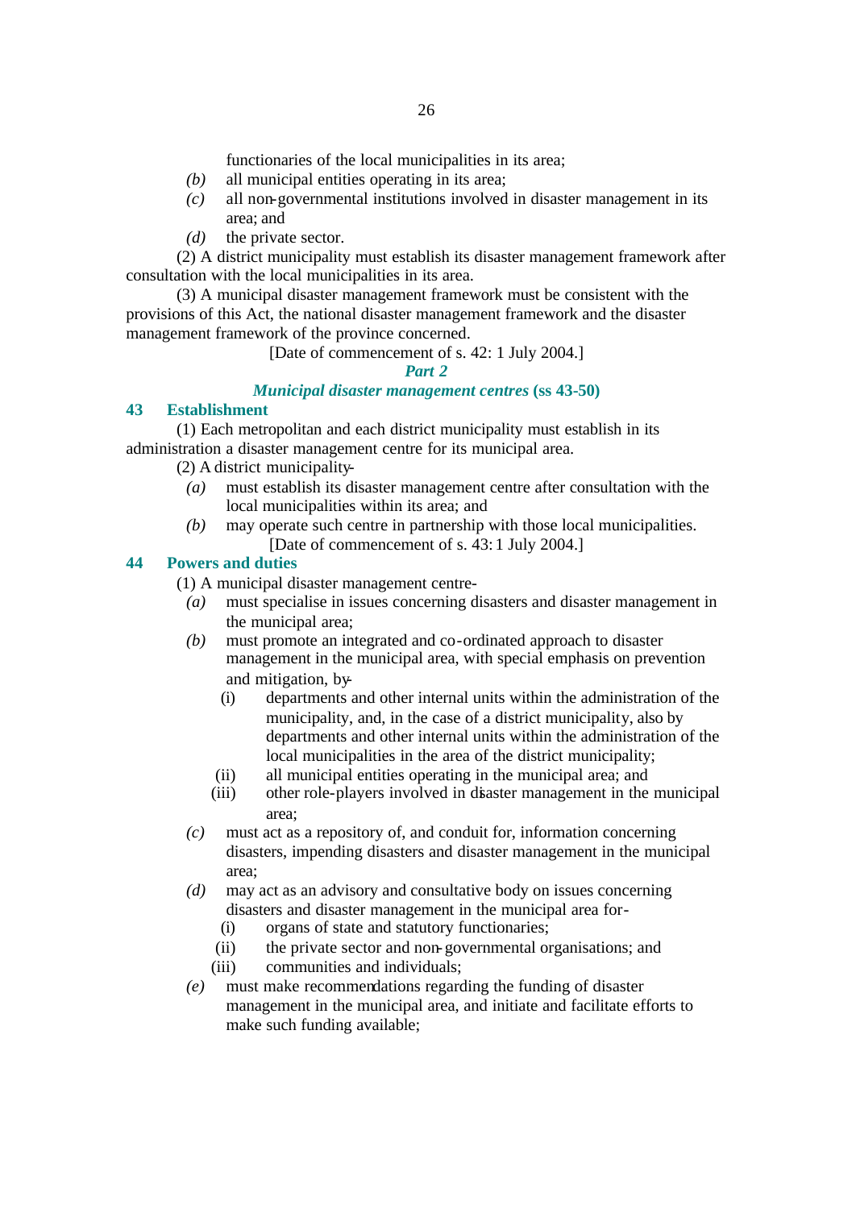functionaries of the local municipalities in its area;

*(b)* all municipal entities operating in its area;

*(c)* all non-governmental institutions involved in disaster management in its area; and

*(d)* the private sector.

(2) A district municipality must establish its disaster management framework after consultation with the local municipalities in its area.

(3) A municipal disaster management framework must be consistent with the provisions of this Act, the national disaster management framework and the disaster management framework of the province concerned.

[Date of commencement of s. 42: 1 July 2004.]

## Part 2

## *Municipal disaster management centres* (ss 43-50)

### 43 Establishment

(1) Each metropolitan and each district municipality must establish in its administration a disaster management centre for its municipal area.

(2) A district municipality-

*(a)* must establish its disaster management centre after consultation with the local municipalities within its area; and

*(b)* may operate such centre in partnership with those local municipalities.

[Date of commencement of s. 43: 1 July 2004.]

### 44 Powers and duties

(1) A municipal disaster management centre-

*(a)* must specialise in issues concerning disasters and disaster management in the municipal area;

*(b)* must promote an integrated and co-ordinated approach to disaster management in the municipal area, with special emphasis on prevention and mitigation, by-

(i) departments and other internal units within the administration of the municipality, and, in the case of a district municipality, also by departments and other internal units within the administration of the local municipalities in the area of the district municipality;

(ii) all municipal entities operating in the municipal area; and

(iii) other role-players involved in disaster management in the municipal area;

*(c)* must act as a repository of, and conduit for, information concerning disasters, impending disasters and disaster management in the municipal area;

*(d)* may act as an advisory and consultative body on issues concerning disasters and disaster management in the municipal area for-

(i) organs of state and statutory functionaries;

(ii) the private sector and non-governmental organisations; and

(iii) communities and individuals;

*(e)* must make recommendations regarding the funding of disaster management in the municipal area, and initiate and facilitate efforts to make such funding available;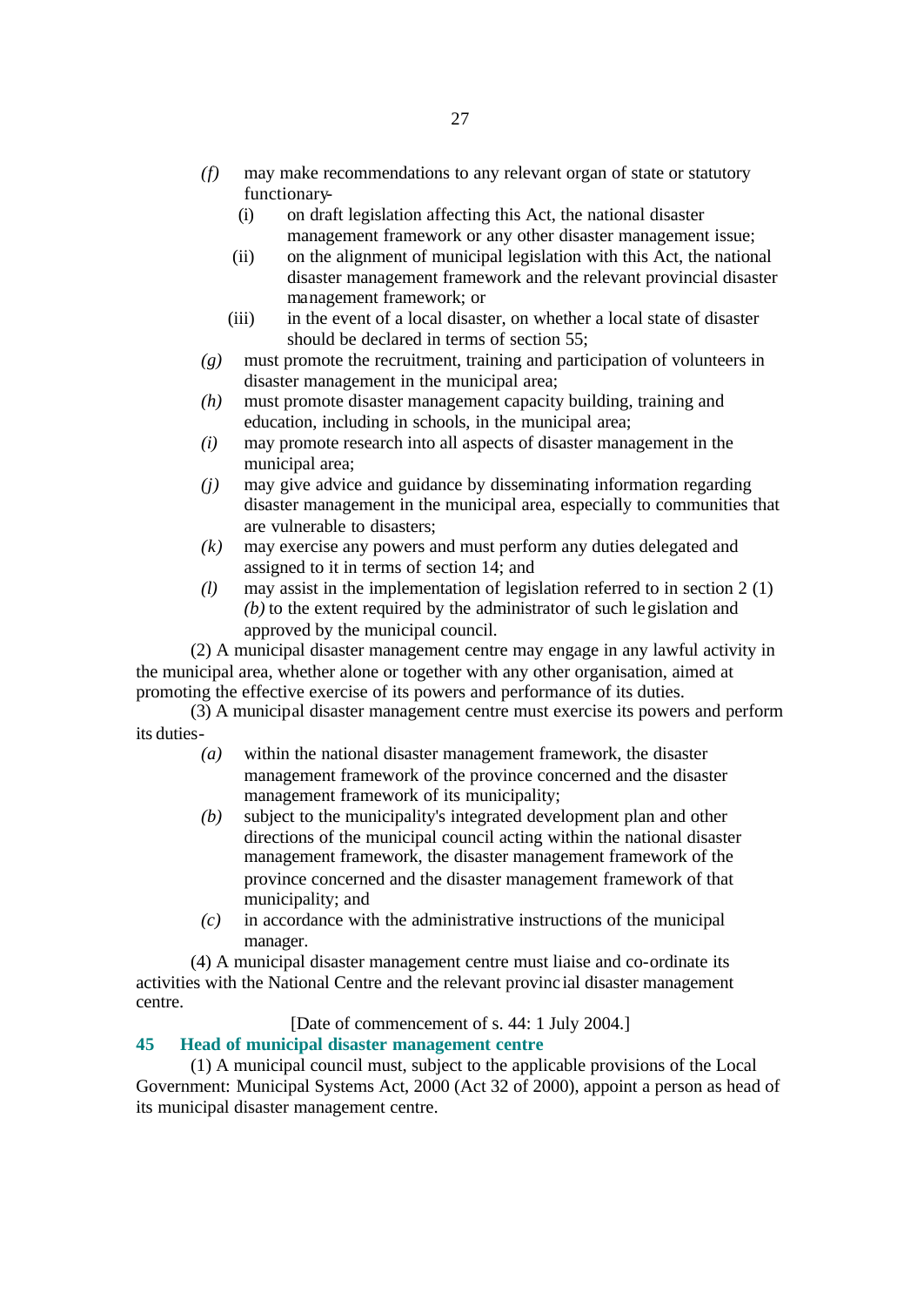*(f)* may make recommendations to any relevant organ of state or statutory functionary-

(i) on draft legislation affecting this Act, the national disaster management framework or any other disaster management issue;

(ii) on the alignment of municipal legislation with this Act, the national disaster management framework and the relevant provincial disaster management framework; or

(iii) in the event of a local disaster, on whether a local state of disaster should be declared in terms of section 55;

*(g)* must promote the recruitment, training and participation of volunteers in disaster management in the municipal area;

*(h)* must promote disaster management capacity building, training and education, including in schools, in the municipal area;

*(i)* may promote research into all aspects of disaster management in the municipal area;

*(j)* may give advice and guidance by disseminating information regarding disaster management in the municipal area, especially to communities that are vulnerable to disasters;

*(k)* may exercise any powers and must perform any duties delegated and assigned to it in terms of section 14; and

*(l)* may assist in the implementation of legislation referred to in section 2 (1) *(b)* to the extent required by the administrator of such legislation and approved by the municipal council.

(2) A municipal disaster management centre may engage in any lawful activity in the municipal area, whether alone or together with any other organisation, aimed at promoting the effective exercise of its powers and performance of its duties.

(3) A municipal disaster management centre must exercise its powers and perform its duties-

*(a)* within the national disaster management framework, the disaster management framework of the province concerned and the disaster management framework of its municipality;

*(b)* subject to the municipality's integrated development plan and other directions of the municipal council acting within the national disaster management framework, the disaster management framework of the province concerned and the disaster management framework of that municipality; and

*(c)* in accordance with the administrative instructions of the municipal manager.

(4) A municipal disaster management centre must liaise and co-ordinate its activities with the National Centre and the relevant provincial disaster management centre.

[Date of commencement of s. 44: 1 July 2004.]

### 45 Head of municipal disaster management centre

(1) A municipal council must, subject to the applicable provisions of the Local Government: Municipal Systems Act, 2000 (Act 32 of 2000), appoint a person as head of its municipal disaster management centre.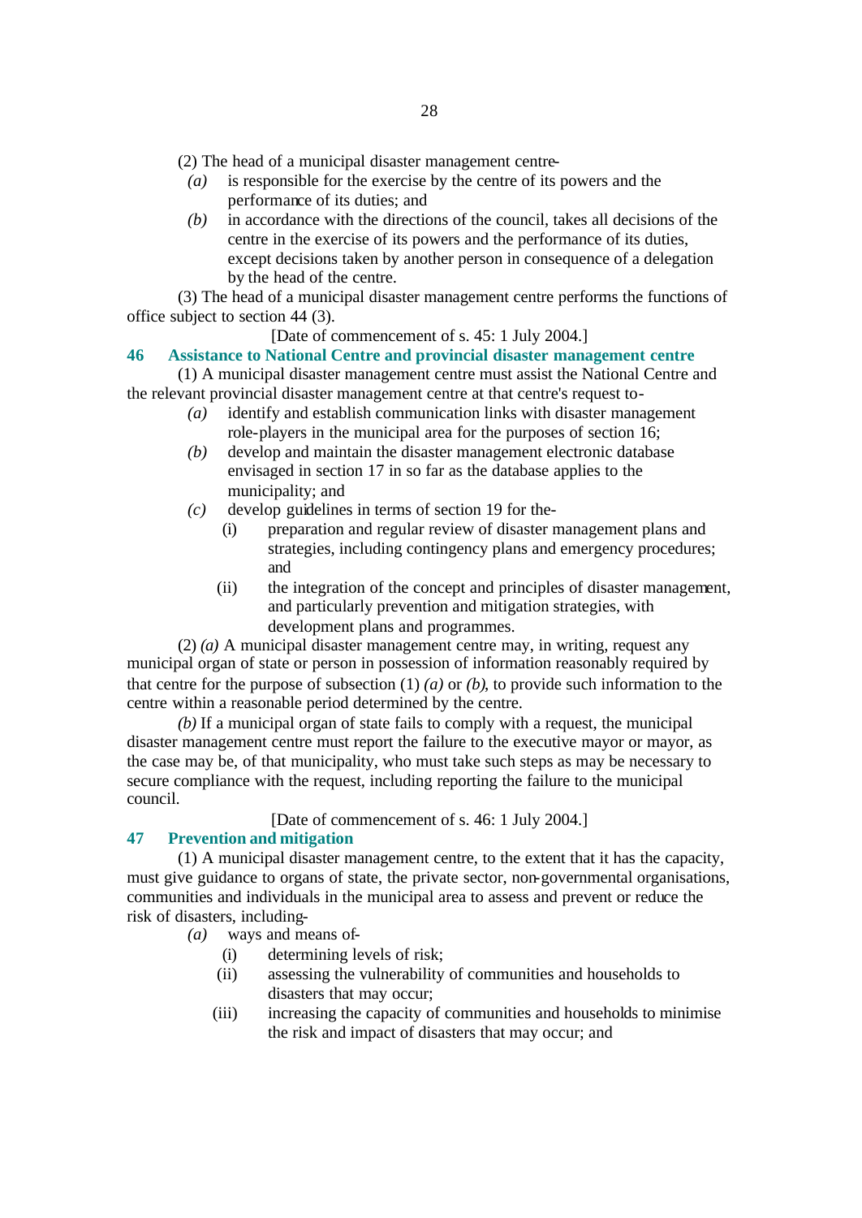(2) The head of a municipal disaster management centre-

*(a)* is responsible for the exercise by the centre of its powers and the performance of its duties; and

*(b)* in accordance with the directions of the council, takes all decisions of the centre in the exercise of its powers and the performance of its duties, except decisions taken by another person in consequence of a delegation by the head of the centre.

(3) The head of a municipal disaster management centre performs the functions of office subject to section 44 (3).

[Date of commencement of s. 45: 1 July 2004.]

### 46 Assistance to National Centre and provincial disaster management centre

(1) A municipal disaster management centre must assist the National Centre and the relevant provincial disaster management centre at that centre's request to-

*(a)* identify and establish communication links with disaster management role-players in the municipal area for the purposes of section 16;

*(b)* develop and maintain the disaster management electronic database envisaged in section 17 in so far as the database applies to the municipality; and

*(c)* develop guidelines in terms of section 19 for the-

(i) preparation and regular review of disaster management plans and strategies, including contingency plans and emergency procedures; and

(ii) the integration of the concept and principles of disaster management, and particularly prevention and mitigation strategies, with development plans and programmes.

(2) *(a)* A municipal disaster management centre may, in writing, request any municipal organ of state or person in possession of information reasonably required by that centre for the purpose of subsection (1) *(a)* or *(b)*, to provide such information to the centre within a reasonable period determined by the centre.

*(b)* If a municipal organ of state fails to comply with a request, the municipal disaster management centre must report the failure to the executive mayor or mayor, as the case may be, of that municipality, who must take such steps as may be necessary to secure compliance with the request, including reporting the failure to the municipal council.

[Date of commencement of s. 46: 1 July 2004.]

### 47 Prevention and mitigation

(1) A municipal disaster management centre, to the extent that it has the capacity, must give guidance to organs of state, the private sector, non-governmental organisations, communities and individuals in the municipal area to assess and prevent or reduce the risk of disasters, including-

*(a)* ways and means of-

(i) determining levels of risk;

(ii) assessing the vulnerability of communities and households to disasters that may occur;

(iii) increasing the capacity of communities and households to minimise the risk and impact of disasters that may occur; and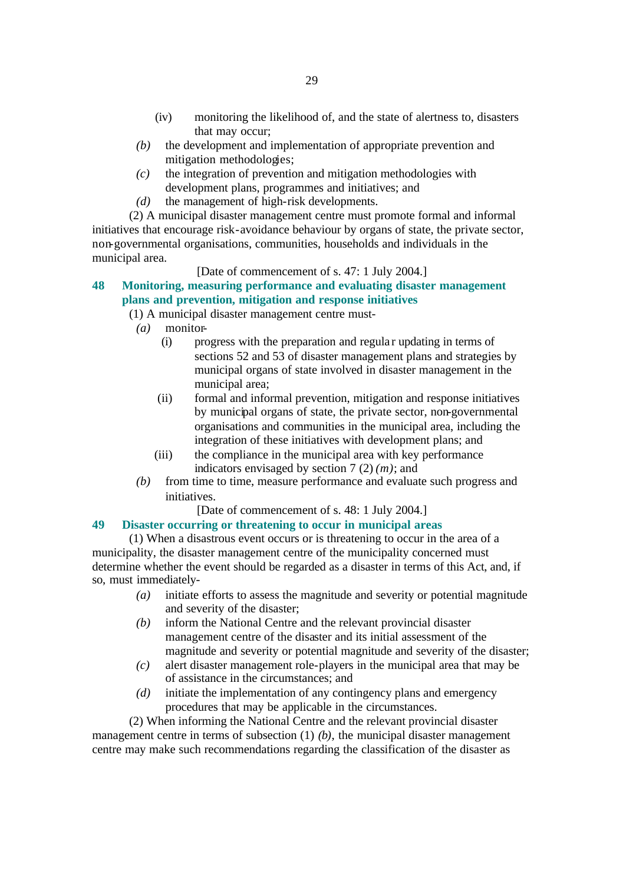(iv) monitoring the likelihood of, and the state of alertness to, disasters that may occur;

*(b)* the development and implementation of appropriate prevention and mitigation methodologies;

*(c)* the integration of prevention and mitigation methodologies with development plans, programmes and initiatives; and

*(d)* the management of high-risk developments.

(2) A municipal disaster management centre must promote formal and informal initiatives that encourage risk-avoidance behaviour by organs of state, the private sector, non-governmental organisations, communities, households and individuals in the municipal area.

[Date of commencement of s. 47: 1 July 2004.]

### 48 Monitoring, measuring performance and evaluating disaster management plans and prevention, mitigation and response initiatives

(1) A municipal disaster management centre must-

*(a)* monitor-

(i) progress with the preparation and regular updating in terms of sections 52 and 53 of disaster management plans and strategies by municipal organs of state involved in disaster management in the municipal area;

(ii) formal and informal prevention, mitigation and response initiatives by municipal organs of state, the private sector, non-governmental organisations and communities in the municipal area, including the integration of these initiatives with development plans; and

(iii) the compliance in the municipal area with key performance indicators envisaged by section 7 (2) *(m)*; and

*(b)* from time to time, measure performance and evaluate such progress and initiatives.

[Date of commencement of s. 48: 1 July 2004.]

### 49 Disaster occurring or threatening to occur in municipal areas

(1) When a disastrous event occurs or is threatening to occur in the area of a municipality, the disaster management centre of the municipality concerned must determine whether the event should be regarded as a disaster in terms of this Act, and, if so, must immediately-

*(a)* initiate efforts to assess the magnitude and severity or potential magnitude and severity of the disaster;

*(b)* inform the National Centre and the relevant provincial disaster management centre of the disaster and its initial assessment of the magnitude and severity or potential magnitude and severity of the disaster;

*(c)* alert disaster management role-players in the municipal area that may be of assistance in the circumstances; and

*(d)* initiate the implementation of any contingency plans and emergency procedures that may be applicable in the circumstances.

(2) When informing the National Centre and the relevant provincial disaster management centre in terms of subsection (1) *(b)*, the municipal disaster management centre may make such recommendations regarding the classification of the disaster as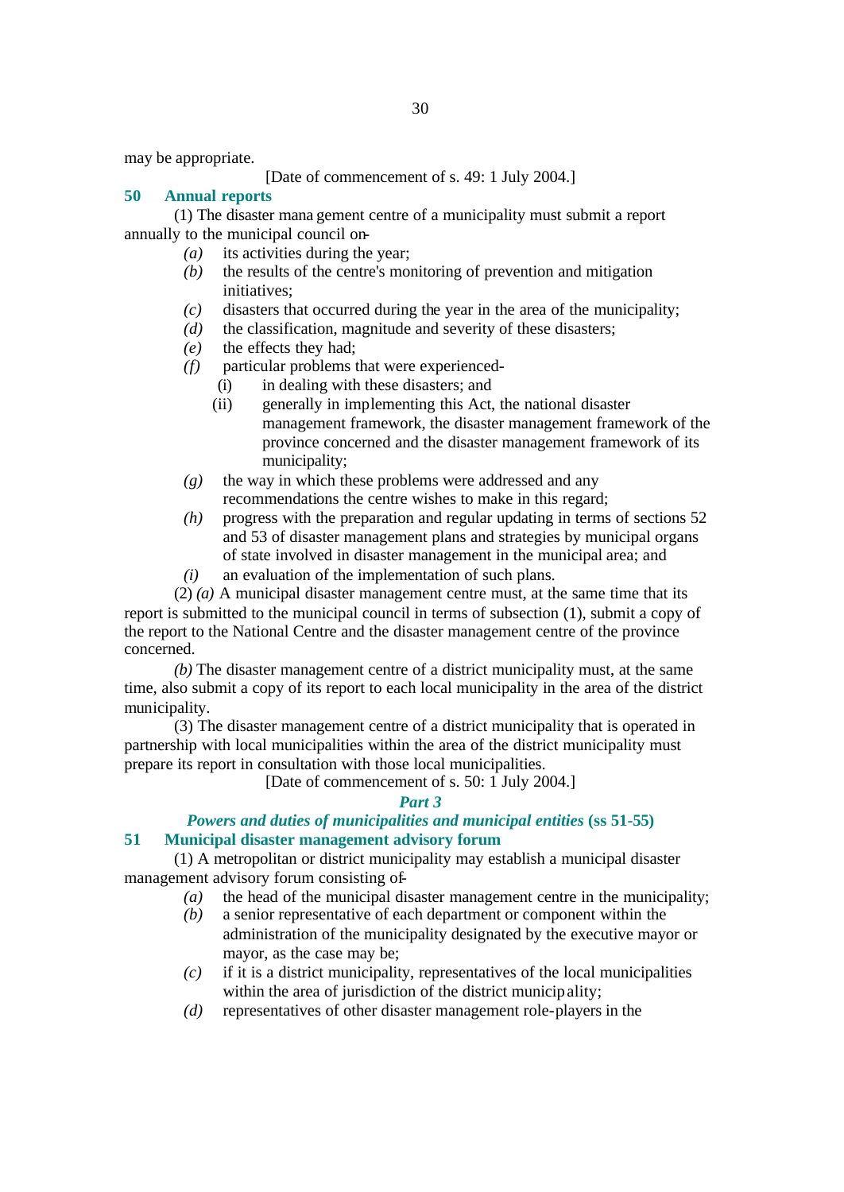may be appropriate.

[Date of commencement of s. 49: 1 July 2004.]

### 50 Annual reports

(1) The disaster management centre of a municipality must submit a report annually to the municipal council on-

- *(a)* its activities during the year;
- *(b)* the results of the centre's monitoring of prevention and mitigation initiatives;
- *(c)* disasters that occurred during the year in the area of the municipality;
- *(d)* the classification, magnitude and severity of these disasters;
- *(e)* the effects they had;
- *(f)* particular problems that were experienced-
  - (i) in dealing with these disasters; and
  - (ii) generally in implementing this Act, the national disaster management framework, the disaster management framework of the province concerned and the disaster management framework of its municipality;
- *(g)* the way in which these problems were addressed and any recommendations the centre wishes to make in this regard;
- *(h)* progress with the preparation and regular updating in terms of sections 52 and 53 of disaster management plans and strategies by municipal organs of state involved in disaster management in the municipal area; and
- *(i)* an evaluation of the implementation of such plans.

(2) *(a)* A municipal disaster management centre must, at the same time that its report is submitted to the municipal council in terms of subsection (1), submit a copy of the report to the National Centre and the disaster management centre of the province concerned.

*(b)* The disaster management centre of a district municipality must, at the same time, also submit a copy of its report to each local municipality in the area of the district municipality.

(3) The disaster management centre of a district municipality that is operated in partnership with local municipalities within the area of the district municipality must prepare its report in consultation with those local municipalities.

[Date of commencement of s. 50: 1 July 2004.]

## *Part 3*

## *Powers and duties of municipalities and municipal entities* (ss 51-55)

### 51 Municipal disaster management advisory forum

(1) A metropolitan or district municipality may establish a municipal disaster management advisory forum consisting of-

- *(a)* the head of the municipal disaster management centre in the municipality;
- *(b)* a senior representative of each department or component within the administration of the municipality designated by the executive mayor or mayor, as the case may be;
- *(c)* if it is a district municipality, representatives of the local municipalities within the area of jurisdiction of the district municipality;
- *(d)* representatives of other disaster management role-players in the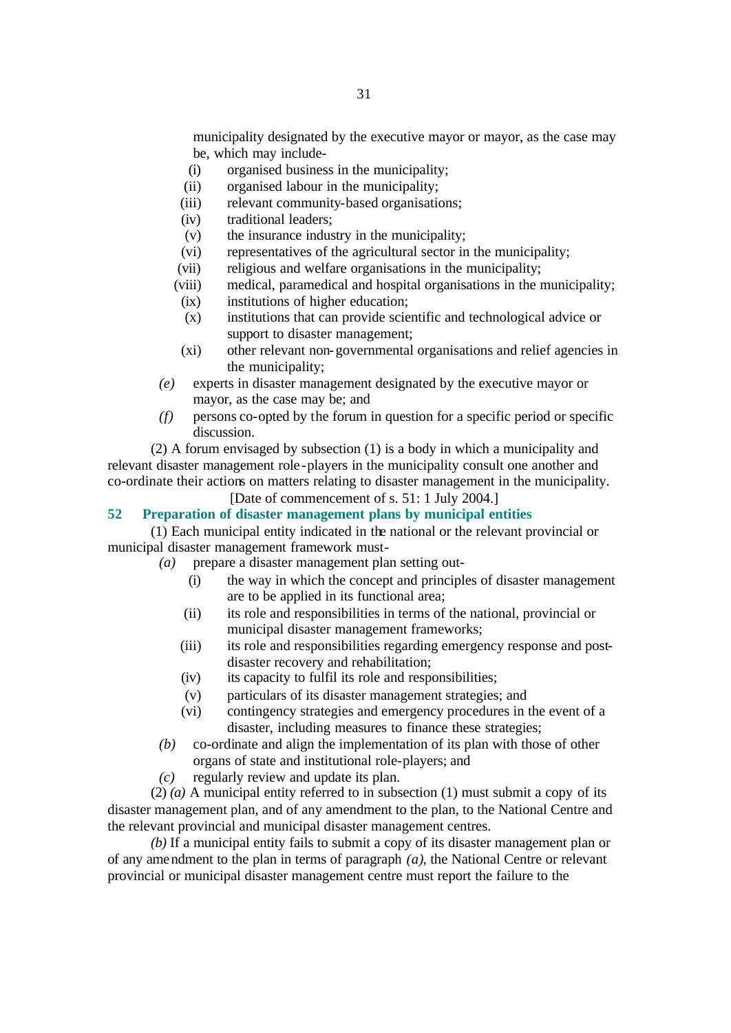municipality designated by the executive mayor or mayor, as the case may be, which may include-

(i) organised business in the municipality;

(ii) organised labour in the municipality;

(iii) relevant community-based organisations;

(iv) traditional leaders;

(v) the insurance industry in the municipality;

(vi) representatives of the agricultural sector in the municipality;

(vii) religious and welfare organisations in the municipality;

(viii) medical, paramedical and hospital organisations in the municipality;

(ix) institutions of higher education;

(x) institutions that can provide scientific and technological advice or support to disaster management;

(xi) other relevant non-governmental organisations and relief agencies in the municipality;

*(e)* experts in disaster management designated by the executive mayor or mayor, as the case may be; and

*(f)* persons co-opted by the forum in question for a specific period or specific discussion.

(2) A forum envisaged by subsection (1) is a body in which a municipality and relevant disaster management role-players in the municipality consult one another and co-ordinate their actions on matters relating to disaster management in the municipality.

[Date of commencement of s. 51: 1 July 2004.]

## 52 Preparation of disaster management plans by municipal entities

(1) Each municipal entity indicated in the national or the relevant provincial or municipal disaster management framework must-

*(a)* prepare a disaster management plan setting out-

(i) the way in which the concept and principles of disaster management are to be applied in its functional area;

(ii) its role and responsibilities in terms of the national, provincial or municipal disaster management frameworks;

(iii) its role and responsibilities regarding emergency response and post-disaster recovery and rehabilitation;

(iv) its capacity to fulfil its role and responsibilities;

(v) particulars of its disaster management strategies; and

(vi) contingency strategies and emergency procedures in the event of a disaster, including measures to finance these strategies;

*(b)* co-ordinate and align the implementation of its plan with those of other organs of state and institutional role-players; and

*(c)* regularly review and update its plan.

(2) *(a)* A municipal entity referred to in subsection (1) must submit a copy of its disaster management plan, and of any amendment to the plan, to the National Centre and the relevant provincial and municipal disaster management centres.

*(b)* If a municipal entity fails to submit a copy of its disaster management plan or of any amendment to the plan in terms of paragraph *(a)*, the National Centre or relevant provincial or municipal disaster management centre must report the failure to the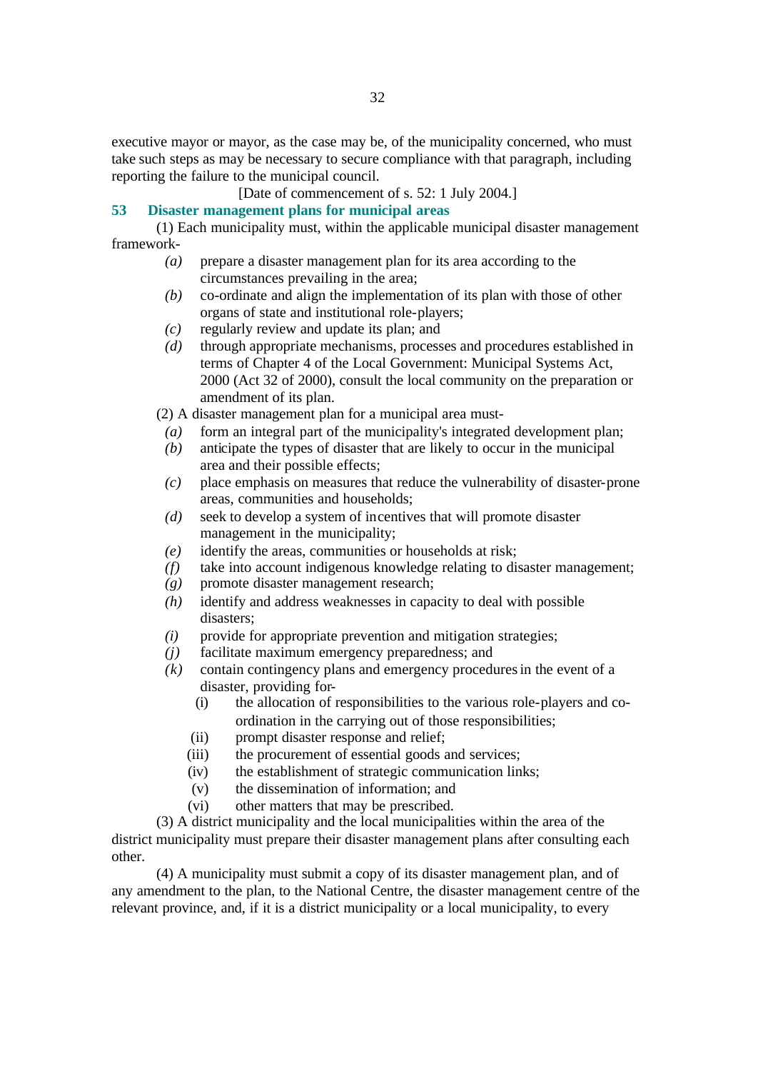executive mayor or mayor, as the case may be, of the municipality concerned, who must take such steps as may be necessary to secure compliance with that paragraph, including reporting the failure to the municipal council.

[Date of commencement of s. 52: 1 July 2004.]

### 53 Disaster management plans for municipal areas

(1) Each municipality must, within the applicable municipal disaster management framework-

- *(a)* prepare a disaster management plan for its area according to the circumstances prevailing in the area;
- *(b)* co-ordinate and align the implementation of its plan with those of other organs of state and institutional role-players;
- *(c)* regularly review and update its plan; and
- *(d)* through appropriate mechanisms, processes and procedures established in terms of Chapter 4 of the Local Government: Municipal Systems Act, 2000 (Act 32 of 2000), consult the local community on the preparation or amendment of its plan.

(2) A disaster management plan for a municipal area must-

- *(a)* form an integral part of the municipality's integrated development plan;
- *(b)* anticipate the types of disaster that are likely to occur in the municipal area and their possible effects;
- *(c)* place emphasis on measures that reduce the vulnerability of disaster-prone areas, communities and households;
- *(d)* seek to develop a system of incentives that will promote disaster management in the municipality;
- *(e)* identify the areas, communities or households at risk;
- *(f)* take into account indigenous knowledge relating to disaster management;
- *(g)* promote disaster management research;
- *(h)* identify and address weaknesses in capacity to deal with possible disasters;
- *(i)* provide for appropriate prevention and mitigation strategies;
- *(j)* facilitate maximum emergency preparedness; and
- *(k)* contain contingency plans and emergency procedures in the event of a disaster, providing for-
  - (i) the allocation of responsibilities to the various role-players and co-ordination in the carrying out of those responsibilities;
  - (ii) prompt disaster response and relief;
  - (iii) the procurement of essential goods and services;
  - (iv) the establishment of strategic communication links;
  - (v) the dissemination of information; and
  - (vi) other matters that may be prescribed.

(3) A district municipality and the local municipalities within the area of the district municipality must prepare their disaster management plans after consulting each other.

(4) A municipality must submit a copy of its disaster management plan, and of any amendment to the plan, to the National Centre, the disaster management centre of the relevant province, and, if it is a district municipality or a local municipality, to every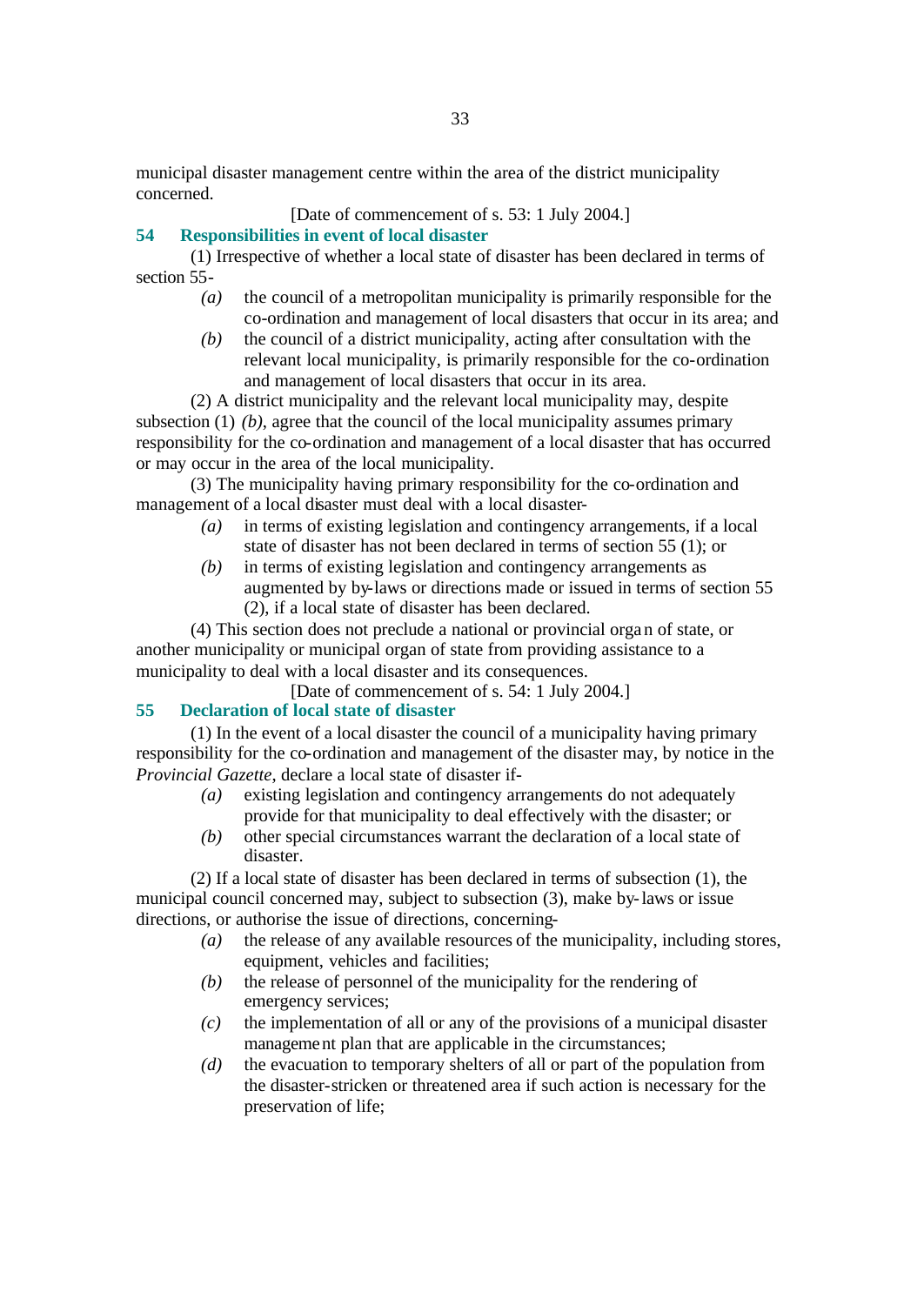municipal disaster management centre within the area of the district municipality concerned.

[Date of commencement of s. 53: 1 July 2004.]

## 54 Responsibilities in event of local disaster

(1) Irrespective of whether a local state of disaster has been declared in terms of section 55-

*(a)* the council of a metropolitan municipality is primarily responsible for the co-ordination and management of local disasters that occur in its area; and

*(b)* the council of a district municipality, acting after consultation with the relevant local municipality, is primarily responsible for the co-ordination and management of local disasters that occur in its area.

(2) A district municipality and the relevant local municipality may, despite subsection (1) *(b)*, agree that the council of the local municipality assumes primary responsibility for the co-ordination and management of a local disaster that has occurred or may occur in the area of the local municipality.

(3) The municipality having primary responsibility for the co-ordination and management of a local disaster must deal with a local disaster-

*(a)* in terms of existing legislation and contingency arrangements, if a local state of disaster has not been declared in terms of section 55 (1); or

*(b)* in terms of existing legislation and contingency arrangements as augmented by by-laws or directions made or issued in terms of section 55 (2), if a local state of disaster has been declared.

(4) This section does not preclude a national or provincial organ of state, or another municipality or municipal organ of state from providing assistance to a municipality to deal with a local disaster and its consequences.

[Date of commencement of s. 54: 1 July 2004.]

## 55 Declaration of local state of disaster

(1) In the event of a local disaster the council of a municipality having primary responsibility for the co-ordination and management of the disaster may, by notice in the *Provincial Gazette*, declare a local state of disaster if-

*(a)* existing legislation and contingency arrangements do not adequately provide for that municipality to deal effectively with the disaster; or

*(b)* other special circumstances warrant the declaration of a local state of disaster.

(2) If a local state of disaster has been declared in terms of subsection (1), the municipal council concerned may, subject to subsection (3), make by-laws or issue directions, or authorise the issue of directions, concerning-

*(a)* the release of any available resources of the municipality, including stores, equipment, vehicles and facilities;

*(b)* the release of personnel of the municipality for the rendering of emergency services;

*(c)* the implementation of all or any of the provisions of a municipal disaster management plan that are applicable in the circumstances;

*(d)* the evacuation to temporary shelters of all or part of the population from the disaster-stricken or threatened area if such action is necessary for the preservation of life;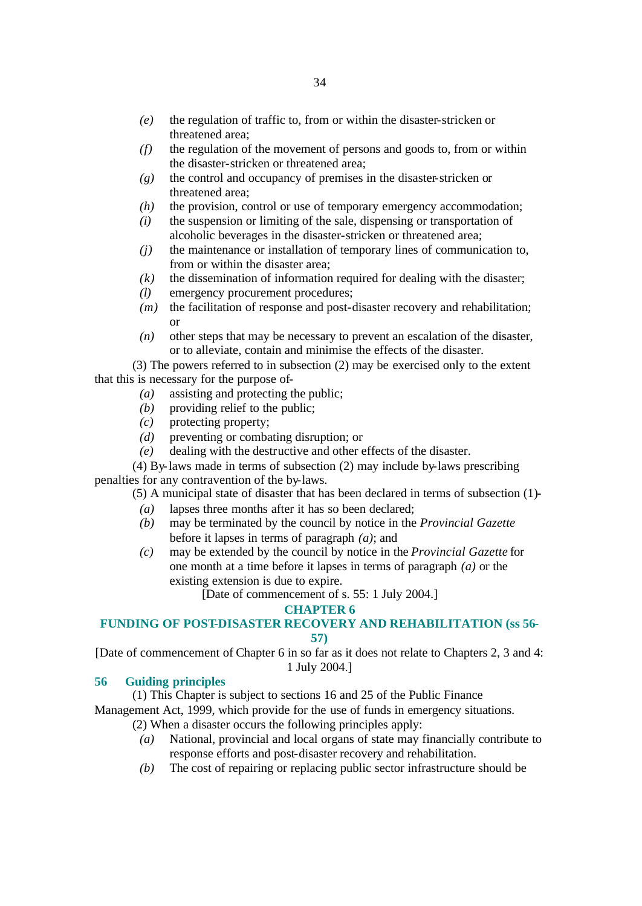- *(e)* the regulation of traffic to, from or within the disaster-stricken or threatened area;
- *(f)* the regulation of the movement of persons and goods to, from or within the disaster-stricken or threatened area;
- *(g)* the control and occupancy of premises in the disaster-stricken or threatened area;
- *(h)* the provision, control or use of temporary emergency accommodation;
- *(i)* the suspension or limiting of the sale, dispensing or transportation of alcoholic beverages in the disaster-stricken or threatened area;
- *(j)* the maintenance or installation of temporary lines of communication to, from or within the disaster area;
- *(k)* the dissemination of information required for dealing with the disaster;
- *(l)* emergency procurement procedures;
- *(m)* the facilitation of response and post-disaster recovery and rehabilitation; or
- *(n)* other steps that may be necessary to prevent an escalation of the disaster, or to alleviate, contain and minimise the effects of the disaster.

(3) The powers referred to in subsection (2) may be exercised only to the extent that this is necessary for the purpose of-

- *(a)* assisting and protecting the public;
- *(b)* providing relief to the public;
- *(c)* protecting property;
- *(d)* preventing or combating disruption; or
- *(e)* dealing with the destructive and other effects of the disaster.

(4) By-laws made in terms of subsection (2) may include by-laws prescribing penalties for any contravention of the by-laws.

(5) A municipal state of disaster that has been declared in terms of subsection (1)-

- *(a)* lapses three months after it has so been declared;
- *(b)* may be terminated by the council by notice in the *Provincial Gazette* before it lapses in terms of paragraph *(a)*; and
- *(c)* may be extended by the council by notice in the *Provincial Gazette* for one month at a time before it lapses in terms of paragraph *(a)* or the existing extension is due to expire.

[Date of commencement of s. 55: 1 July 2004.]

## CHAPTER 6

## FUNDING OF POST-DISASTER RECOVERY AND REHABILITATION (ss 56-57)

[Date of commencement of Chapter 6 in so far as it does not relate to Chapters 2, 3 and 4: 1 July 2004.]

### 56 Guiding principles

(1) This Chapter is subject to sections 16 and 25 of the Public Finance Management Act, 1999, which provide for the use of funds in emergency situations.

(2) When a disaster occurs the following principles apply:

- *(a)* National, provincial and local organs of state may financially contribute to response efforts and post-disaster recovery and rehabilitation.
- *(b)* The cost of repairing or replacing public sector infrastructure should be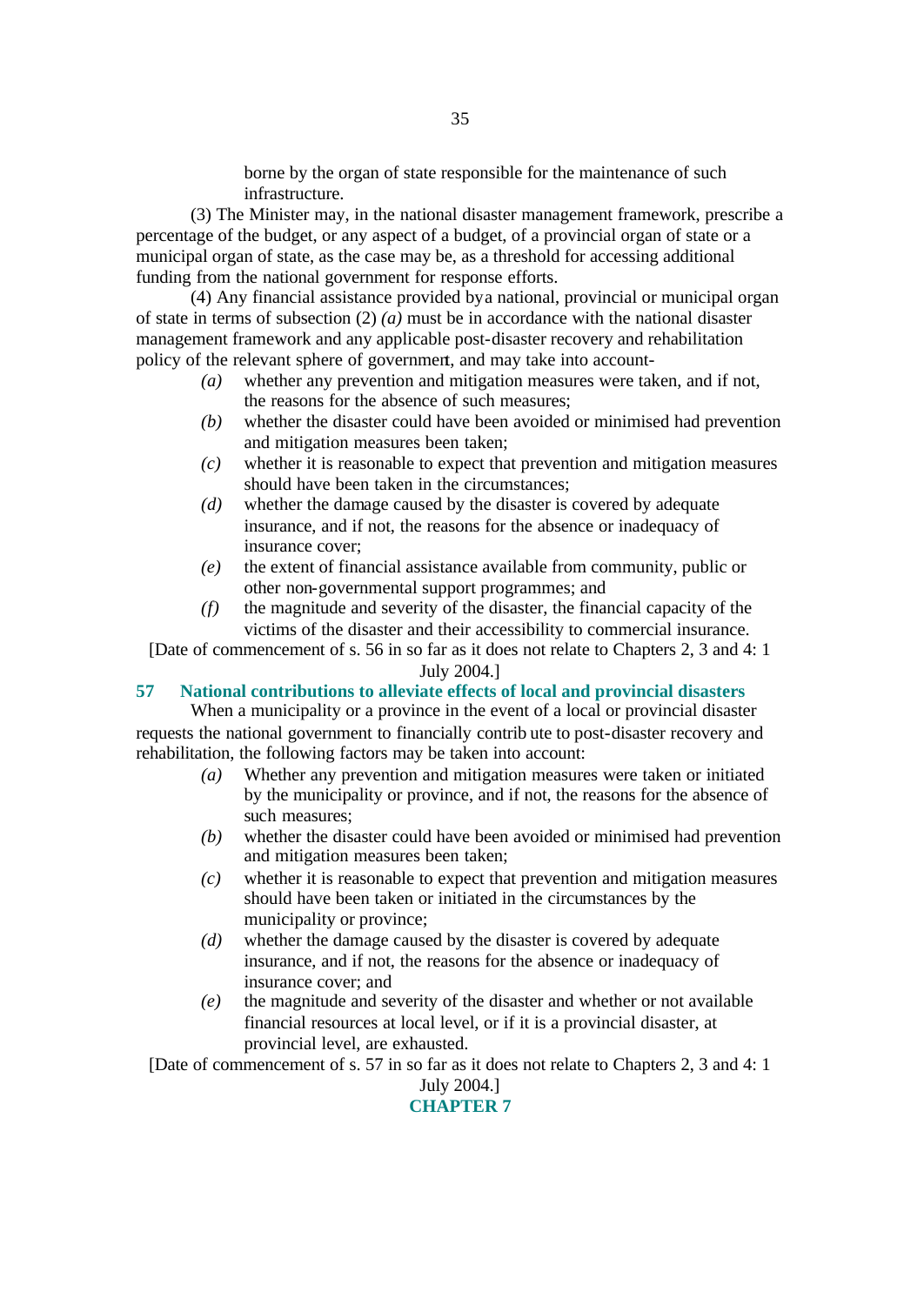borne by the organ of state responsible for the maintenance of such infrastructure.

(3) The Minister may, in the national disaster management framework, prescribe a percentage of the budget, or any aspect of a budget, of a provincial organ of state or a municipal organ of state, as the case may be, as a threshold for accessing additional funding from the national government for response efforts.

(4) Any financial assistance provided by a national, provincial or municipal organ of state in terms of subsection (2) *(a)* must be in accordance with the national disaster management framework and any applicable post-disaster recovery and rehabilitation policy of the relevant sphere of government, and may take into account-

*(a)* whether any prevention and mitigation measures were taken, and if not, the reasons for the absence of such measures;

*(b)* whether the disaster could have been avoided or minimised had prevention and mitigation measures been taken;

*(c)* whether it is reasonable to expect that prevention and mitigation measures should have been taken in the circumstances;

*(d)* whether the damage caused by the disaster is covered by adequate insurance, and if not, the reasons for the absence or inadequacy of insurance cover;

*(e)* the extent of financial assistance available from community, public or other non-governmental support programmes; and

*(f)* the magnitude and severity of the disaster, the financial capacity of the victims of the disaster and their accessibility to commercial insurance.

[Date of commencement of s. 56 in so far as it does not relate to Chapters 2, 3 and 4: 1 July 2004.]

### 57 National contributions to alleviate effects of local and provincial disasters

When a municipality or a province in the event of a local or provincial disaster requests the national government to financially contribute to post-disaster recovery and rehabilitation, the following factors may be taken into account:

*(a)* Whether any prevention and mitigation measures were taken or initiated by the municipality or province, and if not, the reasons for the absence of such measures;

*(b)* whether the disaster could have been avoided or minimised had prevention and mitigation measures been taken;

*(c)* whether it is reasonable to expect that prevention and mitigation measures should have been taken or initiated in the circumstances by the municipality or province;

*(d)* whether the damage caused by the disaster is covered by adequate insurance, and if not, the reasons for the absence or inadequacy of insurance cover; and

*(e)* the magnitude and severity of the disaster and whether or not available financial resources at local level, or if it is a provincial disaster, at provincial level, are exhausted.

[Date of commencement of s. 57 in so far as it does not relate to Chapters 2, 3 and 4: 1 July 2004.]

## CHAPTER 7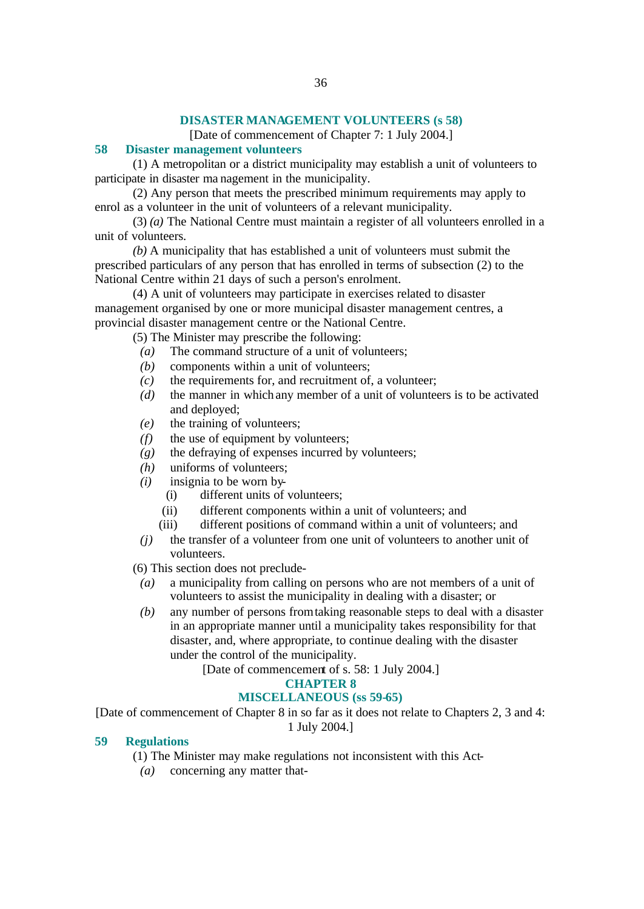## DISASTER MANAGEMENT VOLUNTEERS (s 58)

[Date of commencement of Chapter 7: 1 July 2004.]

### 58 Disaster management volunteers

(1) A metropolitan or a district municipality may establish a unit of volunteers to participate in disaster management in the municipality.

(2) Any person that meets the prescribed minimum requirements may apply to enrol as a volunteer in the unit of volunteers of a relevant municipality.

(3) *(a)* The National Centre must maintain a register of all volunteers enrolled in a unit of volunteers.

*(b)* A municipality that has established a unit of volunteers must submit the prescribed particulars of any person that has enrolled in terms of subsection (2) to the National Centre within 21 days of such a person's enrolment.

(4) A unit of volunteers may participate in exercises related to disaster management organised by one or more municipal disaster management centres, a provincial disaster management centre or the National Centre.

(5) The Minister may prescribe the following:

- *(a)* The command structure of a unit of volunteers;
- *(b)* components within a unit of volunteers;
- *(c)* the requirements for, and recruitment of, a volunteer;
- *(d)* the manner in which any member of a unit of volunteers is to be activated and deployed;
- *(e)* the training of volunteers;
- *(f)* the use of equipment by volunteers;
- *(g)* the defraying of expenses incurred by volunteers;
- *(h)* uniforms of volunteers;
- *(i)* insignia to be worn by-
  - (i) different units of volunteers;
  - (ii) different components within a unit of volunteers; and
  - (iii) different positions of command within a unit of volunteers; and
- *(j)* the transfer of a volunteer from one unit of volunteers to another unit of volunteers.

(6) This section does not preclude-

- *(a)* a municipality from calling on persons who are not members of a unit of volunteers to assist the municipality in dealing with a disaster; or
- *(b)* any number of persons from taking reasonable steps to deal with a disaster in an appropriate manner until a municipality takes responsibility for that disaster, and, where appropriate, to continue dealing with the disaster under the control of the municipality.

[Date of commencement of s. 58: 1 July 2004.]

## CHAPTER 8
## MISCELLANEOUS (ss 59-65)

[Date of commencement of Chapter 8 in so far as it does not relate to Chapters 2, 3 and 4: 1 July 2004.]

### 59 Regulations

(1) The Minister may make regulations not inconsistent with this Act-

- *(a)* concerning any matter that-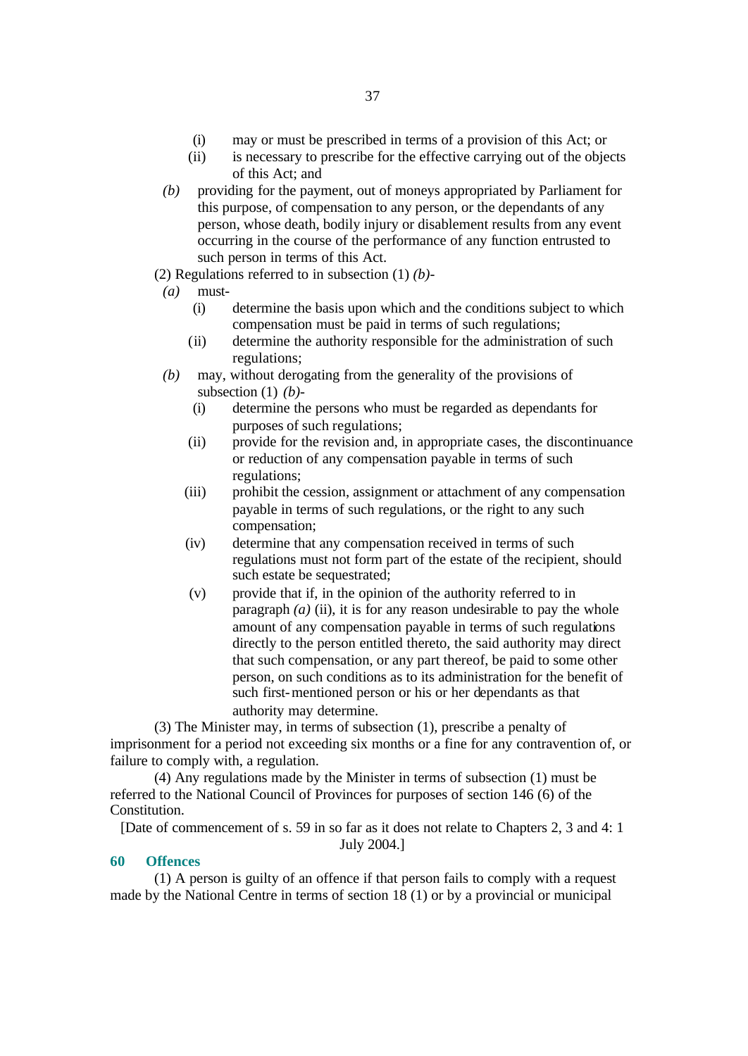(i) may or must be prescribed in terms of a provision of this Act; or

(ii) is necessary to prescribe for the effective carrying out of the objects of this Act; and

*(b)* providing for the payment, out of moneys appropriated by Parliament for this purpose, of compensation to any person, or the dependants of any person, whose death, bodily injury or disablement results from any event occurring in the course of the performance of any function entrusted to such person in terms of this Act.

(2) Regulations referred to in subsection (1) *(b)*-

*(a)* must-

(i) determine the basis upon which and the conditions subject to which compensation must be paid in terms of such regulations;

(ii) determine the authority responsible for the administration of such regulations;

*(b)* may, without derogating from the generality of the provisions of subsection (1) *(b)*-

(i) determine the persons who must be regarded as dependants for purposes of such regulations;

(ii) provide for the revision and, in appropriate cases, the discontinuance or reduction of any compensation payable in terms of such regulations;

(iii) prohibit the cession, assignment or attachment of any compensation payable in terms of such regulations, or the right to any such compensation;

(iv) determine that any compensation received in terms of such regulations must not form part of the estate of the recipient, should such estate be sequestrated;

(v) provide that if, in the opinion of the authority referred to in paragraph *(a)* (ii), it is for any reason undesirable to pay the whole amount of any compensation payable in terms of such regulations directly to the person entitled thereto, the said authority may direct that such compensation, or any part thereof, be paid to some other person, on such conditions as to its administration for the benefit of such first-mentioned person or his or her dependants as that authority may determine.

(3) The Minister may, in terms of subsection (1), prescribe a penalty of imprisonment for a period not exceeding six months or a fine for any contravention of, or failure to comply with, a regulation.

(4) Any regulations made by the Minister in terms of subsection (1) must be referred to the National Council of Provinces for purposes of section 146 (6) of the Constitution.

[Date of commencement of s. 59 in so far as it does not relate to Chapters 2, 3 and 4: 1 July 2004.]

## 60 Offences

(1) A person is guilty of an offence if that person fails to comply with a request made by the National Centre in terms of section 18 (1) or by a provincial or municipal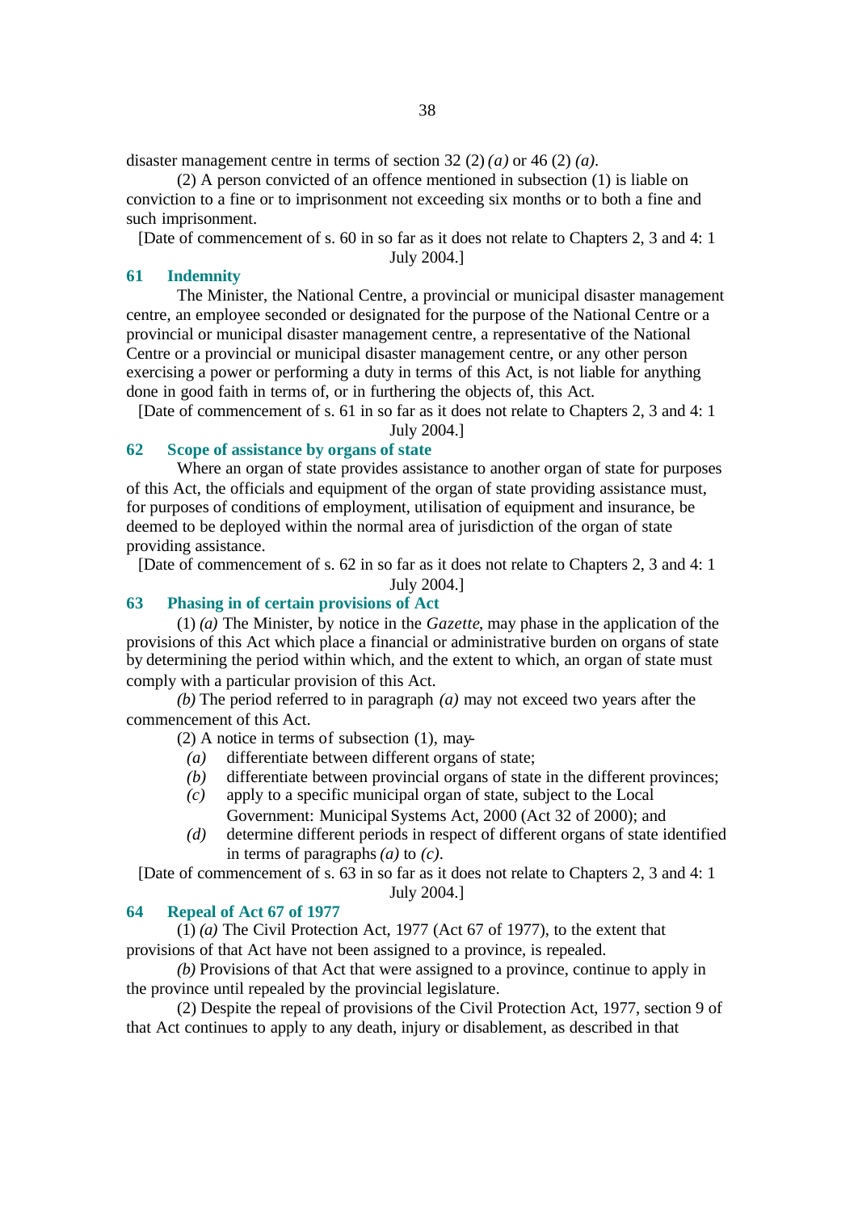disaster management centre in terms of section 32 (2) *(a)* or 46 (2) *(a)*.

(2) A person convicted of an offence mentioned in subsection (1) is liable on conviction to a fine or to imprisonment not exceeding six months or to both a fine and such imprisonment.

[Date of commencement of s. 60 in so far as it does not relate to Chapters 2, 3 and 4: 1 July 2004.]

### 61 Indemnity

The Minister, the National Centre, a provincial or municipal disaster management centre, an employee seconded or designated for the purpose of the National Centre or a provincial or municipal disaster management centre, a representative of the National Centre or a provincial or municipal disaster management centre, or any other person exercising a power or performing a duty in terms of this Act, is not liable for anything done in good faith in terms of, or in furthering the objects of, this Act.

[Date of commencement of s. 61 in so far as it does not relate to Chapters 2, 3 and 4: 1 July 2004.]

### 62 Scope of assistance by organs of state

Where an organ of state provides assistance to another organ of state for purposes of this Act, the officials and equipment of the organ of state providing assistance must, for purposes of conditions of employment, utilisation of equipment and insurance, be deemed to be deployed within the normal area of jurisdiction of the organ of state providing assistance.

[Date of commencement of s. 62 in so far as it does not relate to Chapters 2, 3 and 4: 1 July 2004.]

### 63 Phasing in of certain provisions of Act

(1) *(a)* The Minister, by notice in the *Gazette*, may phase in the application of the provisions of this Act which place a financial or administrative burden on organs of state by determining the period within which, and the extent to which, an organ of state must comply with a particular provision of this Act.

*(b)* The period referred to in paragraph *(a)* may not exceed two years after the commencement of this Act.

(2) A notice in terms of subsection (1), may-

*(a)* differentiate between different organs of state;

*(b)* differentiate between provincial organs of state in the different provinces;

*(c)* apply to a specific municipal organ of state, subject to the Local Government: Municipal Systems Act, 2000 (Act 32 of 2000); and

*(d)* determine different periods in respect of different organs of state identified in terms of paragraphs *(a)* to *(c)*.

[Date of commencement of s. 63 in so far as it does not relate to Chapters 2, 3 and 4: 1 July 2004.]

### 64 Repeal of Act 67 of 1977

(1) *(a)* The Civil Protection Act, 1977 (Act 67 of 1977), to the extent that provisions of that Act have not been assigned to a province, is repealed.

*(b)* Provisions of that Act that were assigned to a province, continue to apply in the province until repealed by the provincial legislature.

(2) Despite the repeal of provisions of the Civil Protection Act, 1977, section 9 of that Act continues to apply to any death, injury or disablement, as described in that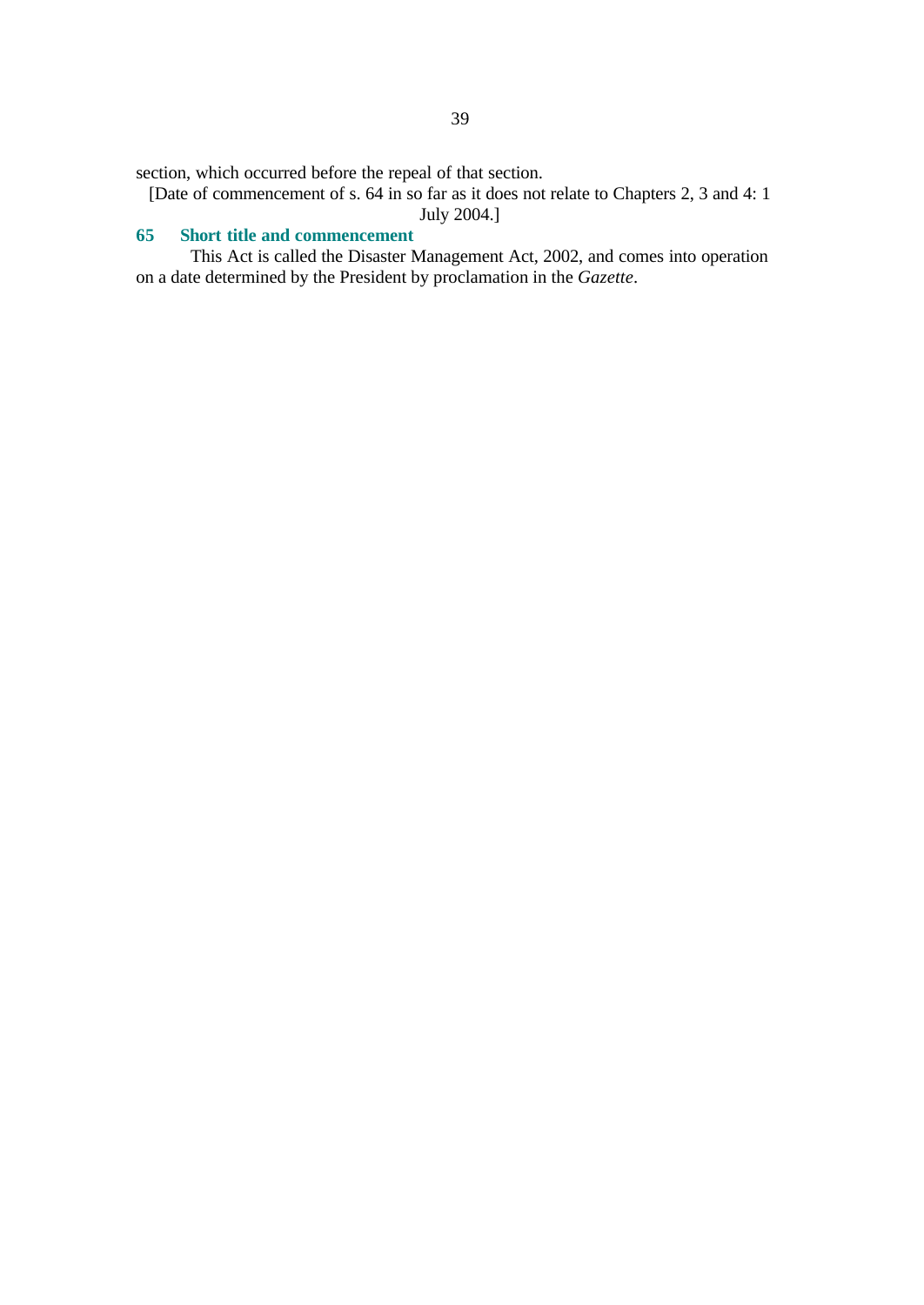section, which occurred before the repeal of that section.

[Date of commencement of s. 64 in so far as it does not relate to Chapters 2, 3 and 4: 1 July 2004.]

### 65 Short title and commencement

This Act is called the Disaster Management Act, 2002, and comes into operation on a date determined by the President by proclamation in the *Gazette*.